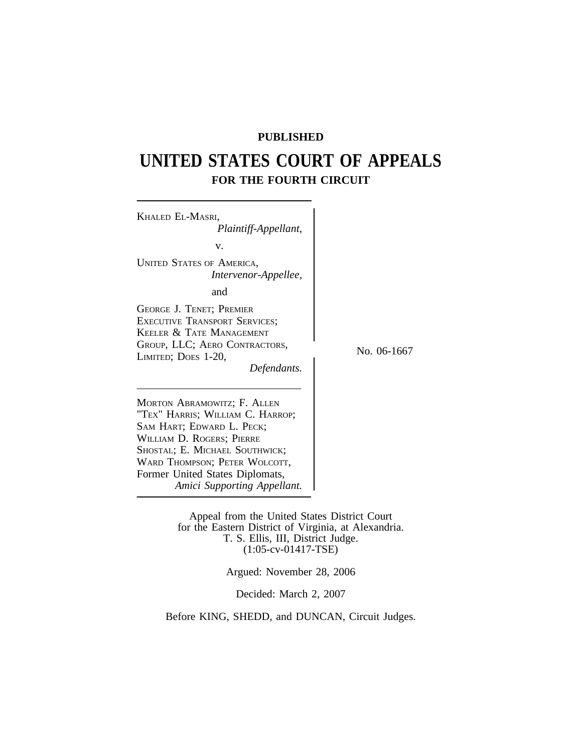**PUBLISHED**

# UNITED STATES COURT OF APPEALS

## FOR THE FOURTH CIRCUIT

KHALED EL-MASRI,
*Plaintiff-Appellant,*

v.

UNITED STATES OF AMERICA,
*Intervenor-Appellee,*

and

GEORGE J. TENET; PREMIER EXECUTIVE TRANSPORT SERVICES; KEELER & TATE MANAGEMENT GROUP, LLC; AERO CONTRACTORS, LIMITED; DOES 1-20,
*Defendants.*

No. 06-1667

MORTON ABRAMOWITZ; F. ALLEN "TEX" HARRIS; WILLIAM C. HARROP; SAM HART; EDWARD L. PECK; WILLIAM D. ROGERS; PIERRE SHOSTAL; E. MICHAEL SOUTHWICK; WARD THOMPSON; PETER WOLCOTT, Former United States Diplomats,
*Amici Supporting Appellant.*

Appeal from the United States District Court
for the Eastern District of Virginia, at Alexandria.
T. S. Ellis, III, District Judge.
(1:05-cv-01417-TSE)

Argued: November 28, 2006

Decided: March 2, 2007

Before KING, SHEDD, and DUNCAN, Circuit Judges.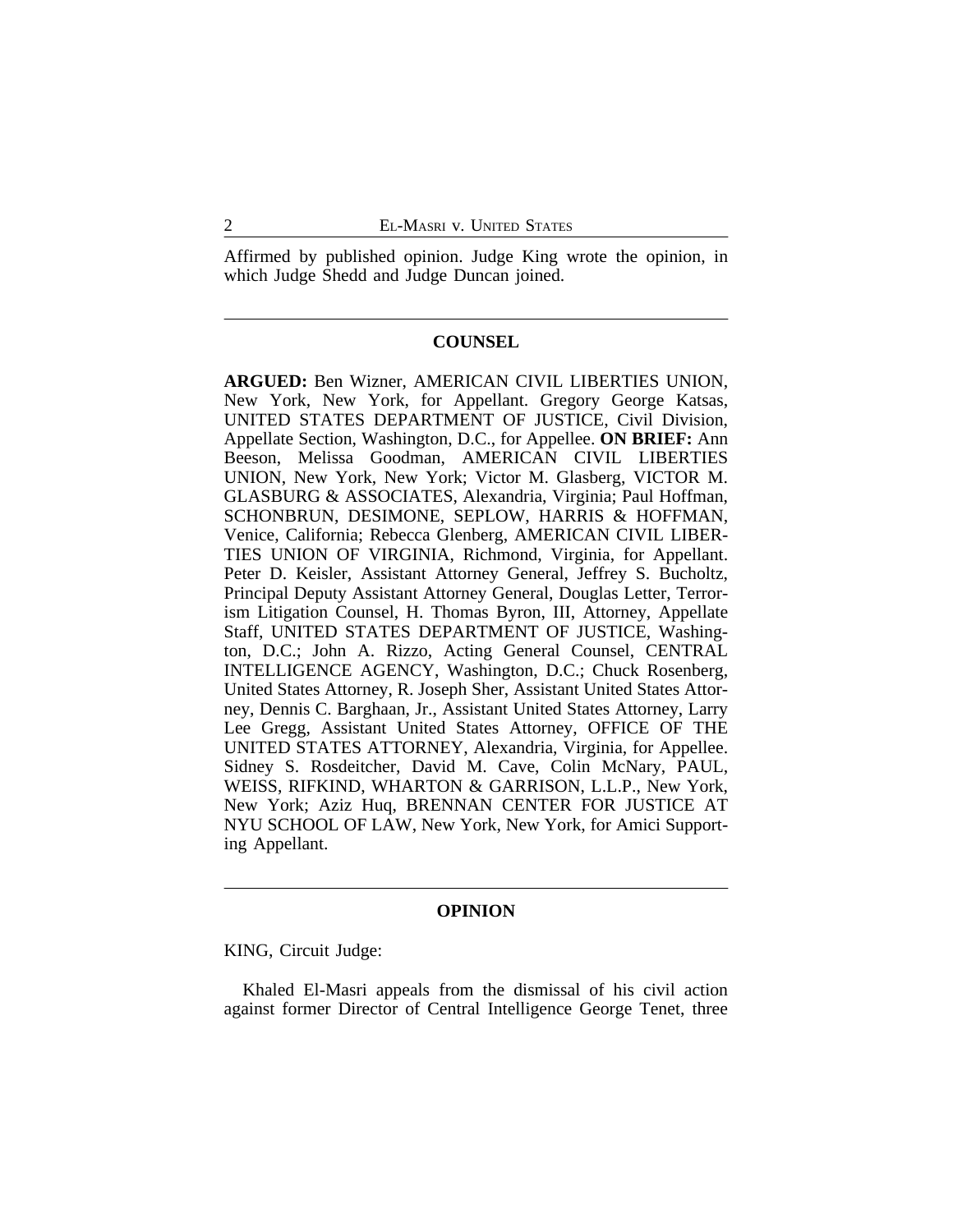Affirmed by published opinion. Judge King wrote the opinion, in which Judge Shedd and Judge Duncan joined.

---

## COUNSEL

**ARGUED:** Ben Wizner, AMERICAN CIVIL LIBERTIES UNION, New York, New York, for Appellant. Gregory George Katsas, UNITED STATES DEPARTMENT OF JUSTICE, Civil Division, Appellate Section, Washington, D.C., for Appellee. **ON BRIEF:** Ann Beeson, Melissa Goodman, AMERICAN CIVIL LIBERTIES UNION, New York, New York; Victor M. Glasberg, VICTOR M. GLASBURG & ASSOCIATES, Alexandria, Virginia; Paul Hoffman, SCHONBRUN, DESIMONE, SEPLOW, HARRIS & HOFFMAN, Venice, California; Rebecca Glenberg, AMERICAN CIVIL LIBERTIES UNION OF VIRGINIA, Richmond, Virginia, for Appellant. Peter D. Keisler, Assistant Attorney General, Jeffrey S. Bucholtz, Principal Deputy Assistant Attorney General, Douglas Letter, Terrorism Litigation Counsel, H. Thomas Byron, III, Attorney, Appellate Staff, UNITED STATES DEPARTMENT OF JUSTICE, Washington, D.C.; John A. Rizzo, Acting General Counsel, CENTRAL INTELLIGENCE AGENCY, Washington, D.C.; Chuck Rosenberg, United States Attorney, R. Joseph Sher, Assistant United States Attorney, Dennis C. Barghaan, Jr., Assistant United States Attorney, Larry Lee Gregg, Assistant United States Attorney, OFFICE OF THE UNITED STATES ATTORNEY, Alexandria, Virginia, for Appellee. Sidney S. Rosdeitcher, David M. Cave, Colin McNary, PAUL, WEISS, RIFKIND, WHARTON & GARRISON, L.L.P., New York, New York; Aziz Huq, BRENNAN CENTER FOR JUSTICE AT NYU SCHOOL OF LAW, New York, New York, for Amici Supporting Appellant.

---

## OPINION

KING, Circuit Judge:

Khaled El-Masri appeals from the dismissal of his civil action against former Director of Central Intelligence George Tenet, three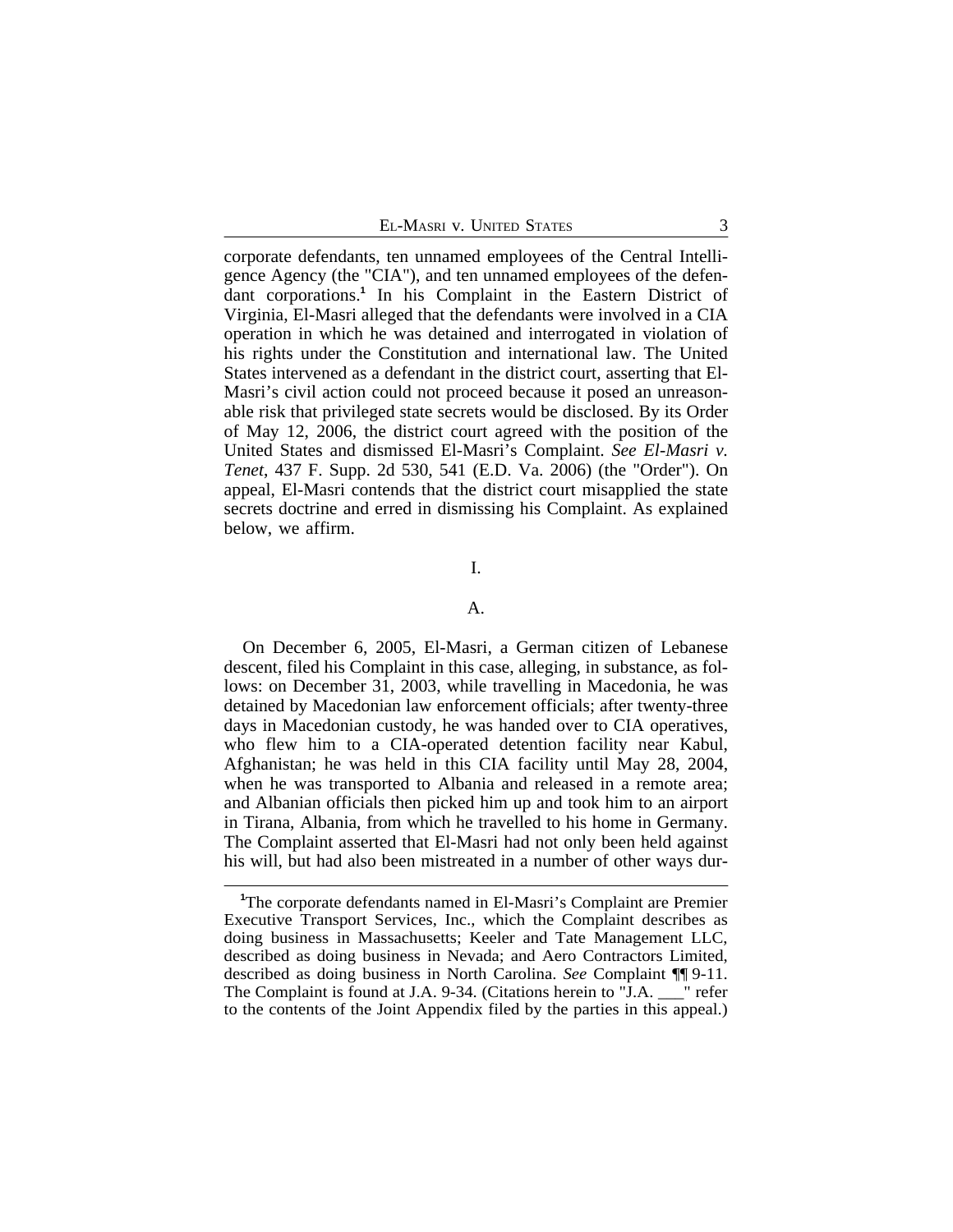corporate defendants, ten unnamed employees of the Central Intelligence Agency (the "CIA"), and ten unnamed employees of the defendant corporations.[1] In his Complaint in the Eastern District of Virginia, El-Masri alleged that the defendants were involved in a CIA operation in which he was detained and interrogated in violation of his rights under the Constitution and international law. The United States intervened as a defendant in the district court, asserting that El-Masri's civil action could not proceed because it posed an unreasonable risk that privileged state secrets would be disclosed. By its Order of May 12, 2006, the district court agreed with the position of the United States and dismissed El-Masri's Complaint. *See El-Masri v. Tenet*, 437 F. Supp. 2d 530, 541 (E.D. Va. 2006) (the "Order"). On appeal, El-Masri contends that the district court misapplied the state secrets doctrine and erred in dismissing his Complaint. As explained below, we affirm.

## I.

### A.

On December 6, 2005, El-Masri, a German citizen of Lebanese descent, filed his Complaint in this case, alleging, in substance, as follows: on December 31, 2003, while travelling in Macedonia, he was detained by Macedonian law enforcement officials; after twenty-three days in Macedonian custody, he was handed over to CIA operatives, who flew him to a CIA-operated detention facility near Kabul, Afghanistan; he was held in this CIA facility until May 28, 2004, when he was transported to Albania and released in a remote area; and Albanian officials then picked him up and took him to an airport in Tirana, Albania, from which he travelled to his home in Germany. The Complaint asserted that El-Masri had not only been held against his will, but had also been mistreated in a number of other ways dur-

[1] The corporate defendants named in El-Masri's Complaint are Premier Executive Transport Services, Inc., which the Complaint describes as doing business in Massachusetts; Keeler and Tate Management LLC, described as doing business in Nevada; and Aero Contractors Limited, described as doing business in North Carolina. *See* Complaint ¶¶ 9-11. The Complaint is found at J.A. 9-34. (Citations herein to "J.A. ___" refer to the contents of the Joint Appendix filed by the parties in this appeal.)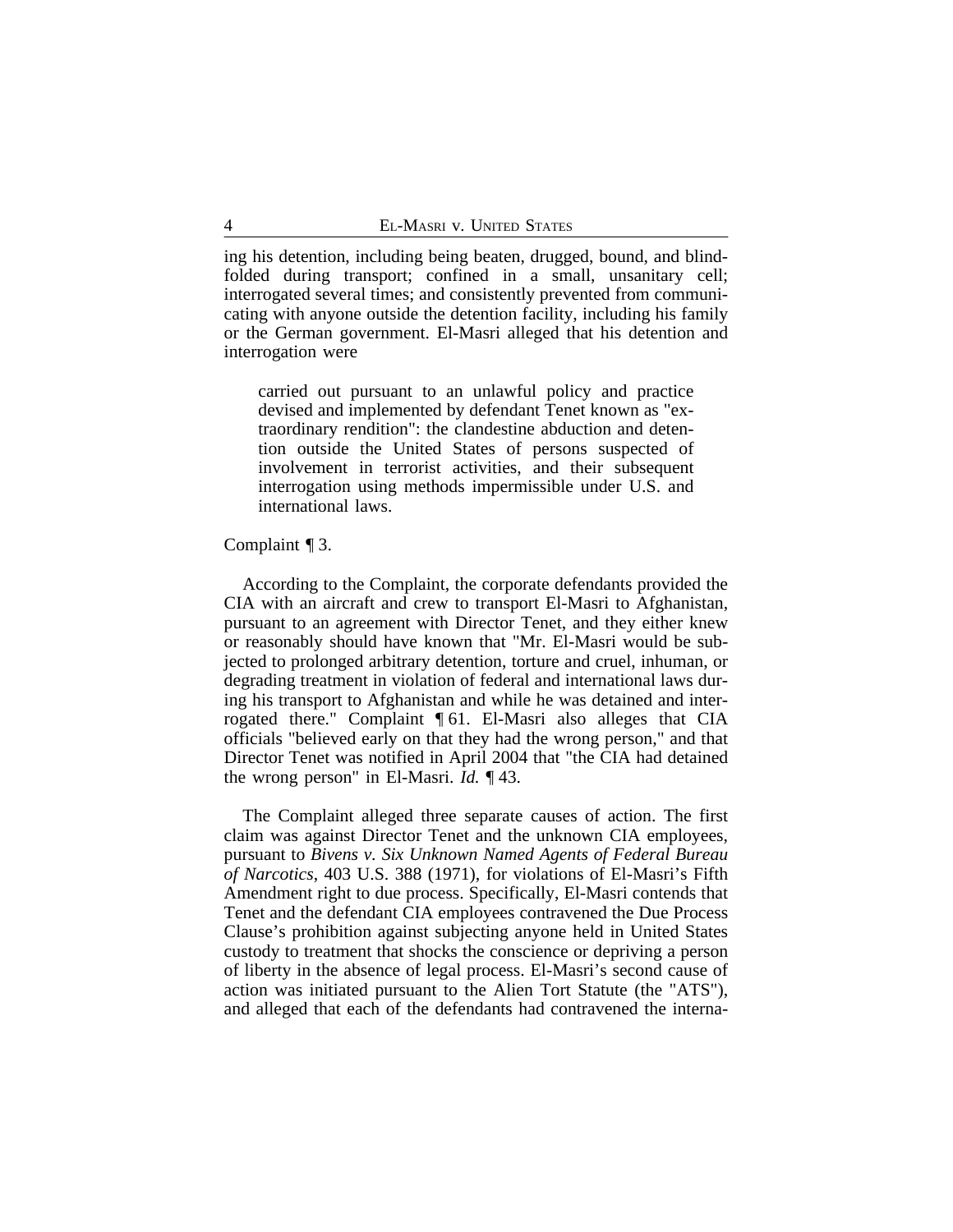ing his detention, including being beaten, drugged, bound, and blindfolded during transport; confined in a small, unsanitary cell; interrogated several times; and consistently prevented from communicating with anyone outside the detention facility, including his family or the German government. El-Masri alleged that his detention and interrogation were

> carried out pursuant to an unlawful policy and practice devised and implemented by defendant Tenet known as "extraordinary rendition": the clandestine abduction and detention outside the United States of persons suspected of involvement in terrorist activities, and their subsequent interrogation using methods impermissible under U.S. and international laws.

Complaint ¶ 3.

According to the Complaint, the corporate defendants provided the CIA with an aircraft and crew to transport El-Masri to Afghanistan, pursuant to an agreement with Director Tenet, and they either knew or reasonably should have known that "Mr. El-Masri would be subjected to prolonged arbitrary detention, torture and cruel, inhuman, or degrading treatment in violation of federal and international laws during his transport to Afghanistan and while he was detained and interrogated there." Complaint ¶ 61. El-Masri also alleges that CIA officials "believed early on that they had the wrong person," and that Director Tenet was notified in April 2004 that "the CIA had detained the wrong person" in El-Masri. *Id.* ¶ 43.

The Complaint alleged three separate causes of action. The first claim was against Director Tenet and the unknown CIA employees, pursuant to *Bivens v. Six Unknown Named Agents of Federal Bureau of Narcotics*, 403 U.S. 388 (1971), for violations of El-Masri's Fifth Amendment right to due process. Specifically, El-Masri contends that Tenet and the defendant CIA employees contravened the Due Process Clause's prohibition against subjecting anyone held in United States custody to treatment that shocks the conscience or depriving a person of liberty in the absence of legal process. El-Masri's second cause of action was initiated pursuant to the Alien Tort Statute (the "ATS"), and alleged that each of the defendants had contravened the interna-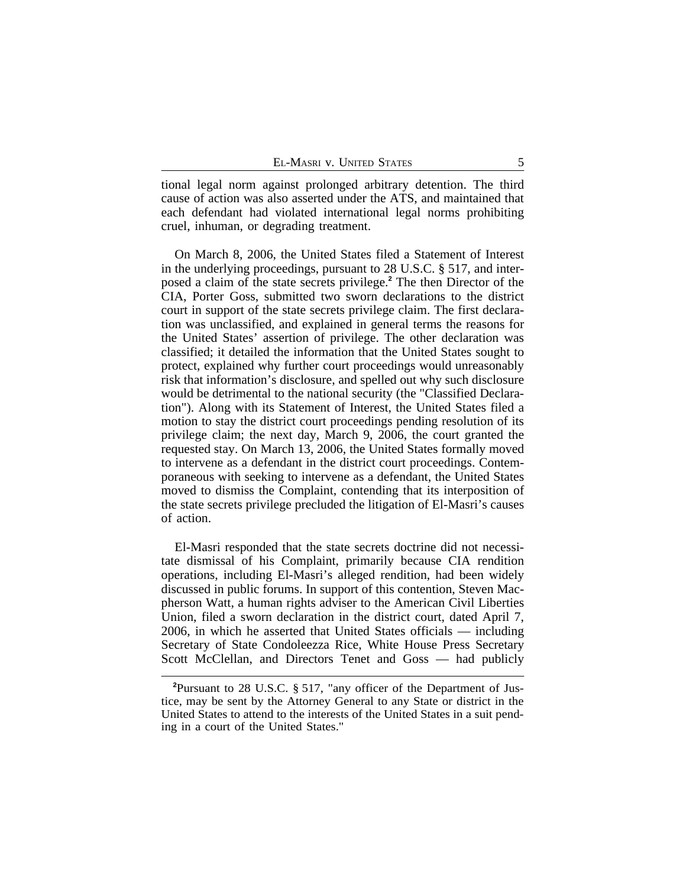tional legal norm against prolonged arbitrary detention. The third cause of action was also asserted under the ATS, and maintained that each defendant had violated international legal norms prohibiting cruel, inhuman, or degrading treatment.

On March 8, 2006, the United States filed a Statement of Interest in the underlying proceedings, pursuant to 28 U.S.C. § 517, and interposed a claim of the state secrets privilege.[2] The then Director of the CIA, Porter Goss, submitted two sworn declarations to the district court in support of the state secrets privilege claim. The first declaration was unclassified, and explained in general terms the reasons for the United States' assertion of privilege. The other declaration was classified; it detailed the information that the United States sought to protect, explained why further court proceedings would unreasonably risk that information's disclosure, and spelled out why such disclosure would be detrimental to the national security (the "Classified Declaration"). Along with its Statement of Interest, the United States filed a motion to stay the district court proceedings pending resolution of its privilege claim; the next day, March 9, 2006, the court granted the requested stay. On March 13, 2006, the United States formally moved to intervene as a defendant in the district court proceedings. Contemporaneous with seeking to intervene as a defendant, the United States moved to dismiss the Complaint, contending that its interposition of the state secrets privilege precluded the litigation of El-Masri's causes of action.

El-Masri responded that the state secrets doctrine did not necessitate dismissal of his Complaint, primarily because CIA rendition operations, including El-Masri's alleged rendition, had been widely discussed in public forums. In support of this contention, Steven Macpherson Watt, a human rights adviser to the American Civil Liberties Union, filed a sworn declaration in the district court, dated April 7, 2006, in which he asserted that United States officials — including Secretary of State Condoleezza Rice, White House Press Secretary Scott McClellan, and Directors Tenet and Goss — had publicly

---

[2]Pursuant to 28 U.S.C. § 517, "any officer of the Department of Justice, may be sent by the Attorney General to any State or district in the United States to attend to the interests of the United States in a suit pending in a court of the United States."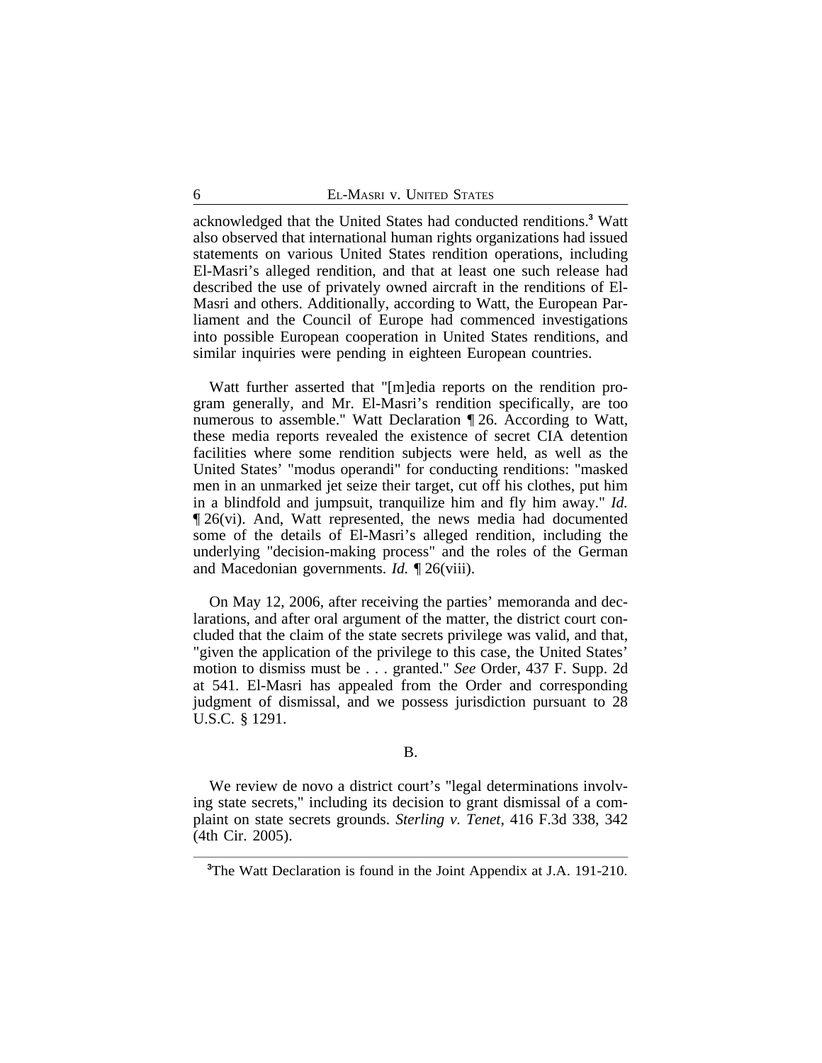acknowledged that the United States had conducted renditions.[3] Watt also observed that international human rights organizations had issued statements on various United States rendition operations, including El-Masri's alleged rendition, and that at least one such release had described the use of privately owned aircraft in the renditions of El-Masri and others. Additionally, according to Watt, the European Parliament and the Council of Europe had commenced investigations into possible European cooperation in United States renditions, and similar inquiries were pending in eighteen European countries.

Watt further asserted that "[m]edia reports on the rendition program generally, and Mr. El-Masri's rendition specifically, are too numerous to assemble." Watt Declaration ¶ 26. According to Watt, these media reports revealed the existence of secret CIA detention facilities where some rendition subjects were held, as well as the United States' "modus operandi" for conducting renditions: "masked men in an unmarked jet seize their target, cut off his clothes, put him in a blindfold and jumpsuit, tranquilize him and fly him away." *Id.* ¶ 26(vi). And, Watt represented, the news media had documented some of the details of El-Masri's alleged rendition, including the underlying "decision-making process" and the roles of the German and Macedonian governments. *Id.* ¶ 26(viii).

On May 12, 2006, after receiving the parties' memoranda and declarations, and after oral argument of the matter, the district court concluded that the claim of the state secrets privilege was valid, and that, "given the application of the privilege to this case, the United States' motion to dismiss must be . . . granted." *See* Order, 437 F. Supp. 2d at 541. El-Masri has appealed from the Order and corresponding judgment of dismissal, and we possess jurisdiction pursuant to 28 U.S.C. § 1291.

B.

We review de novo a district court's "legal determinations involving state secrets," including its decision to grant dismissal of a complaint on state secrets grounds. *Sterling v. Tenet*, 416 F.3d 338, 342 (4th Cir. 2005).

[3]The Watt Declaration is found in the Joint Appendix at J.A. 191-210.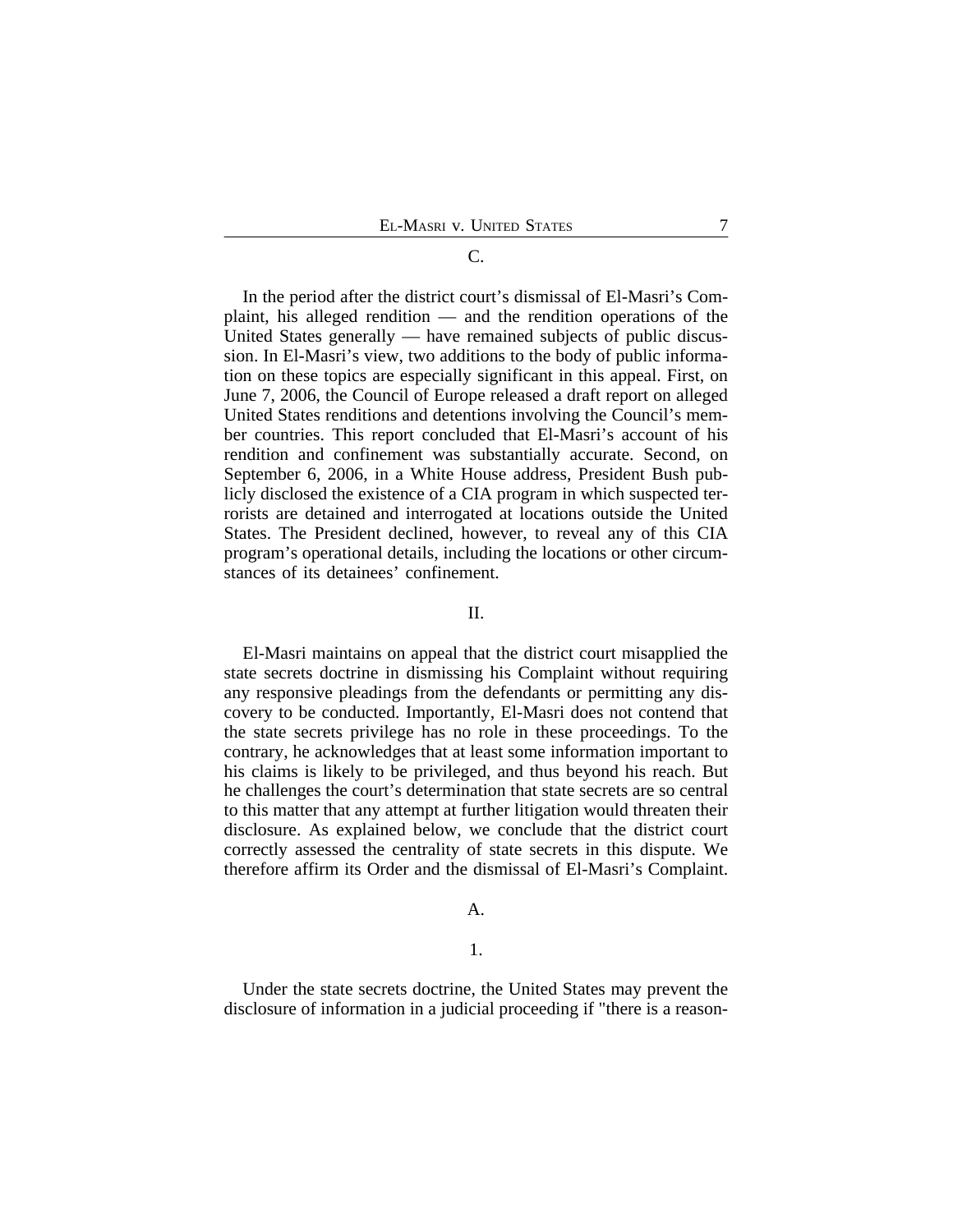### C.

In the period after the district court's dismissal of El-Masri's Complaint, his alleged rendition — and the rendition operations of the United States generally — have remained subjects of public discussion. In El-Masri's view, two additions to the body of public information on these topics are especially significant in this appeal. First, on June 7, 2006, the Council of Europe released a draft report on alleged United States renditions and detentions involving the Council's member countries. This report concluded that El-Masri's account of his rendition and confinement was substantially accurate. Second, on September 6, 2006, in a White House address, President Bush publicly disclosed the existence of a CIA program in which suspected terrorists are detained and interrogated at locations outside the United States. The President declined, however, to reveal any of this CIA program's operational details, including the locations or other circumstances of its detainees' confinement.

## II.

El-Masri maintains on appeal that the district court misapplied the state secrets doctrine in dismissing his Complaint without requiring any responsive pleadings from the defendants or permitting any discovery to be conducted. Importantly, El-Masri does not contend that the state secrets privilege has no role in these proceedings. To the contrary, he acknowledges that at least some information important to his claims is likely to be privileged, and thus beyond his reach. But he challenges the court's determination that state secrets are so central to this matter that any attempt at further litigation would threaten their disclosure. As explained below, we conclude that the district court correctly assessed the centrality of state secrets in this dispute. We therefore affirm its Order and the dismissal of El-Masri's Complaint.

### A.

#### 1.

Under the state secrets doctrine, the United States may prevent the disclosure of information in a judicial proceeding if "there is a reason-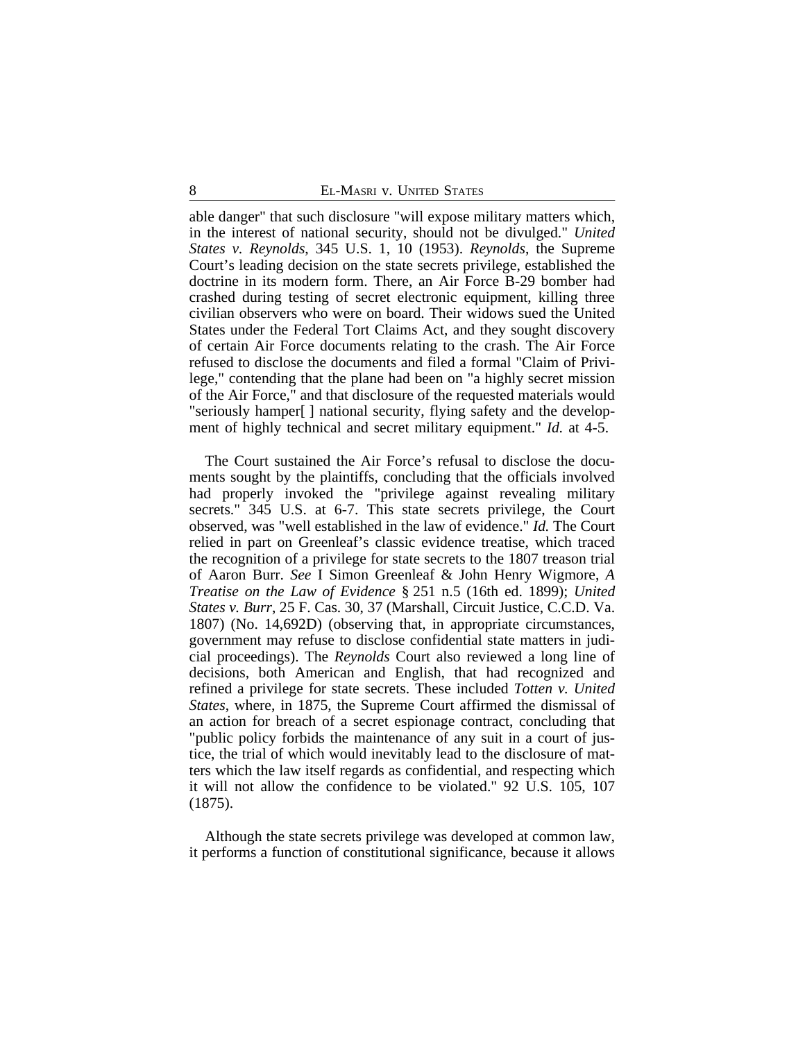able danger" that such disclosure "will expose military matters which, in the interest of national security, should not be divulged." *United States v. Reynolds*, 345 U.S. 1, 10 (1953). *Reynolds*, the Supreme Court's leading decision on the state secrets privilege, established the doctrine in its modern form. There, an Air Force B-29 bomber had crashed during testing of secret electronic equipment, killing three civilian observers who were on board. Their widows sued the United States under the Federal Tort Claims Act, and they sought discovery of certain Air Force documents relating to the crash. The Air Force refused to disclose the documents and filed a formal "Claim of Privilege," contending that the plane had been on "a highly secret mission of the Air Force," and that disclosure of the requested materials would "seriously hamper[ ] national security, flying safety and the development of highly technical and secret military equipment." *Id.* at 4-5.

The Court sustained the Air Force's refusal to disclose the documents sought by the plaintiffs, concluding that the officials involved had properly invoked the "privilege against revealing military secrets." 345 U.S. at 6-7. This state secrets privilege, the Court observed, was "well established in the law of evidence." *Id.* The Court relied in part on Greenleaf's classic evidence treatise, which traced the recognition of a privilege for state secrets to the 1807 treason trial of Aaron Burr. *See* I Simon Greenleaf & John Henry Wigmore, *A Treatise on the Law of Evidence* § 251 n.5 (16th ed. 1899); *United States v. Burr*, 25 F. Cas. 30, 37 (Marshall, Circuit Justice, C.C.D. Va. 1807) (No. 14,692D) (observing that, in appropriate circumstances, government may refuse to disclose confidential state matters in judicial proceedings). The *Reynolds* Court also reviewed a long line of decisions, both American and English, that had recognized and refined a privilege for state secrets. These included *Totten v. United States*, where, in 1875, the Supreme Court affirmed the dismissal of an action for breach of a secret espionage contract, concluding that "public policy forbids the maintenance of any suit in a court of justice, the trial of which would inevitably lead to the disclosure of matters which the law itself regards as confidential, and respecting which it will not allow the confidence to be violated." 92 U.S. 105, 107 (1875).

Although the state secrets privilege was developed at common law, it performs a function of constitutional significance, because it allows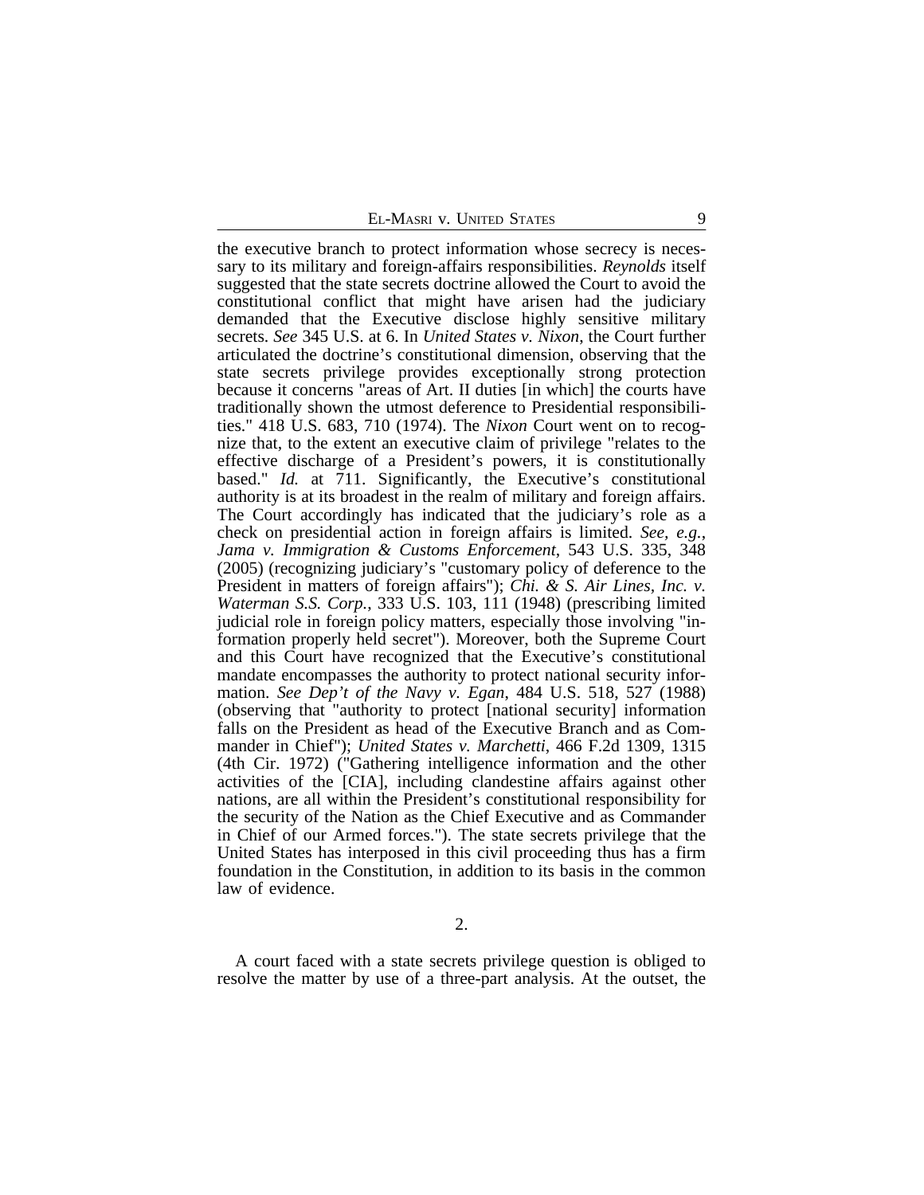the executive branch to protect information whose secrecy is necessary to its military and foreign-affairs responsibilities. *Reynolds* itself suggested that the state secrets doctrine allowed the Court to avoid the constitutional conflict that might have arisen had the judiciary demanded that the Executive disclose highly sensitive military secrets. *See* 345 U.S. at 6. In *United States v. Nixon*, the Court further articulated the doctrine's constitutional dimension, observing that the state secrets privilege provides exceptionally strong protection because it concerns "areas of Art. II duties [in which] the courts have traditionally shown the utmost deference to Presidential responsibilities." 418 U.S. 683, 710 (1974). The *Nixon* Court went on to recognize that, to the extent an executive claim of privilege "relates to the effective discharge of a President's powers, it is constitutionally based." *Id.* at 711. Significantly, the Executive's constitutional authority is at its broadest in the realm of military and foreign affairs. The Court accordingly has indicated that the judiciary's role as a check on presidential action in foreign affairs is limited. *See, e.g.*, *Jama v. Immigration & Customs Enforcement*, 543 U.S. 335, 348 (2005) (recognizing judiciary's "customary policy of deference to the President in matters of foreign affairs"); *Chi. & S. Air Lines, Inc. v. Waterman S.S. Corp.*, 333 U.S. 103, 111 (1948) (prescribing limited judicial role in foreign policy matters, especially those involving "information properly held secret"). Moreover, both the Supreme Court and this Court have recognized that the Executive's constitutional mandate encompasses the authority to protect national security information. *See Dep't of the Navy v. Egan*, 484 U.S. 518, 527 (1988) (observing that "authority to protect [national security] information falls on the President as head of the Executive Branch and as Commander in Chief"); *United States v. Marchetti*, 466 F.2d 1309, 1315 (4th Cir. 1972) ("Gathering intelligence information and the other activities of the [CIA], including clandestine affairs against other nations, are all within the President's constitutional responsibility for the security of the Nation as the Chief Executive and as Commander in Chief of our Armed forces."). The state secrets privilege that the United States has interposed in this civil proceeding thus has a firm foundation in the Constitution, in addition to its basis in the common law of evidence.

2.

A court faced with a state secrets privilege question is obliged to resolve the matter by use of a three-part analysis. At the outset, the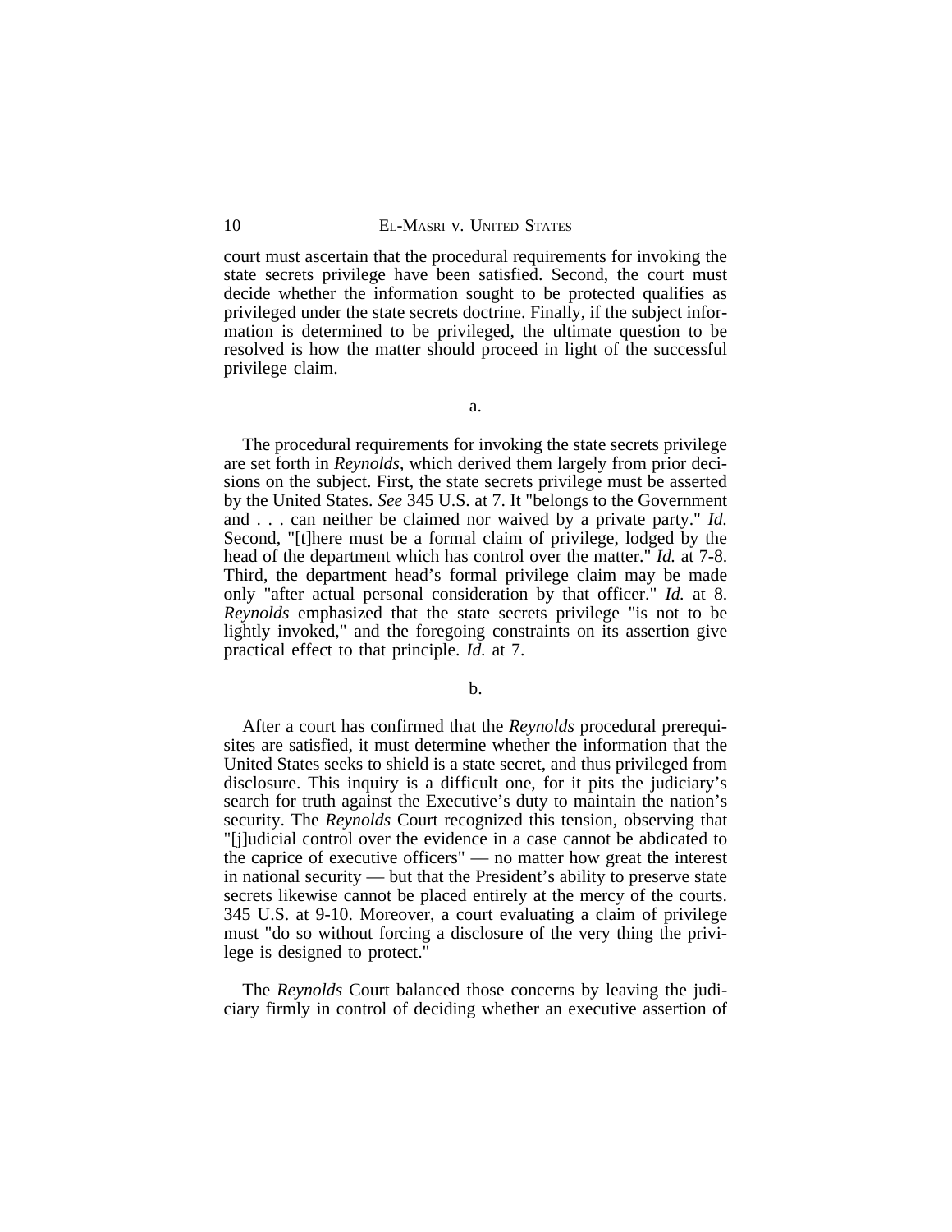court must ascertain that the procedural requirements for invoking the state secrets privilege have been satisfied. Second, the court must decide whether the information sought to be protected qualifies as privileged under the state secrets doctrine. Finally, if the subject information is determined to be privileged, the ultimate question to be resolved is how the matter should proceed in light of the successful privilege claim.

a.

The procedural requirements for invoking the state secrets privilege are set forth in *Reynolds*, which derived them largely from prior decisions on the subject. First, the state secrets privilege must be asserted by the United States. *See* 345 U.S. at 7. It "belongs to the Government and . . . can neither be claimed nor waived by a private party." *Id.* Second, "[t]here must be a formal claim of privilege, lodged by the head of the department which has control over the matter." *Id.* at 7-8. Third, the department head's formal privilege claim may be made only "after actual personal consideration by that officer." *Id.* at 8. *Reynolds* emphasized that the state secrets privilege "is not to be lightly invoked," and the foregoing constraints on its assertion give practical effect to that principle. *Id.* at 7.

b.

After a court has confirmed that the *Reynolds* procedural prerequisites are satisfied, it must determine whether the information that the United States seeks to shield is a state secret, and thus privileged from disclosure. This inquiry is a difficult one, for it pits the judiciary's search for truth against the Executive's duty to maintain the nation's security. The *Reynolds* Court recognized this tension, observing that "[j]udicial control over the evidence in a case cannot be abdicated to the caprice of executive officers" — no matter how great the interest in national security — but that the President's ability to preserve state secrets likewise cannot be placed entirely at the mercy of the courts. 345 U.S. at 9-10. Moreover, a court evaluating a claim of privilege must "do so without forcing a disclosure of the very thing the privilege is designed to protect."

The *Reynolds* Court balanced those concerns by leaving the judiciary firmly in control of deciding whether an executive assertion of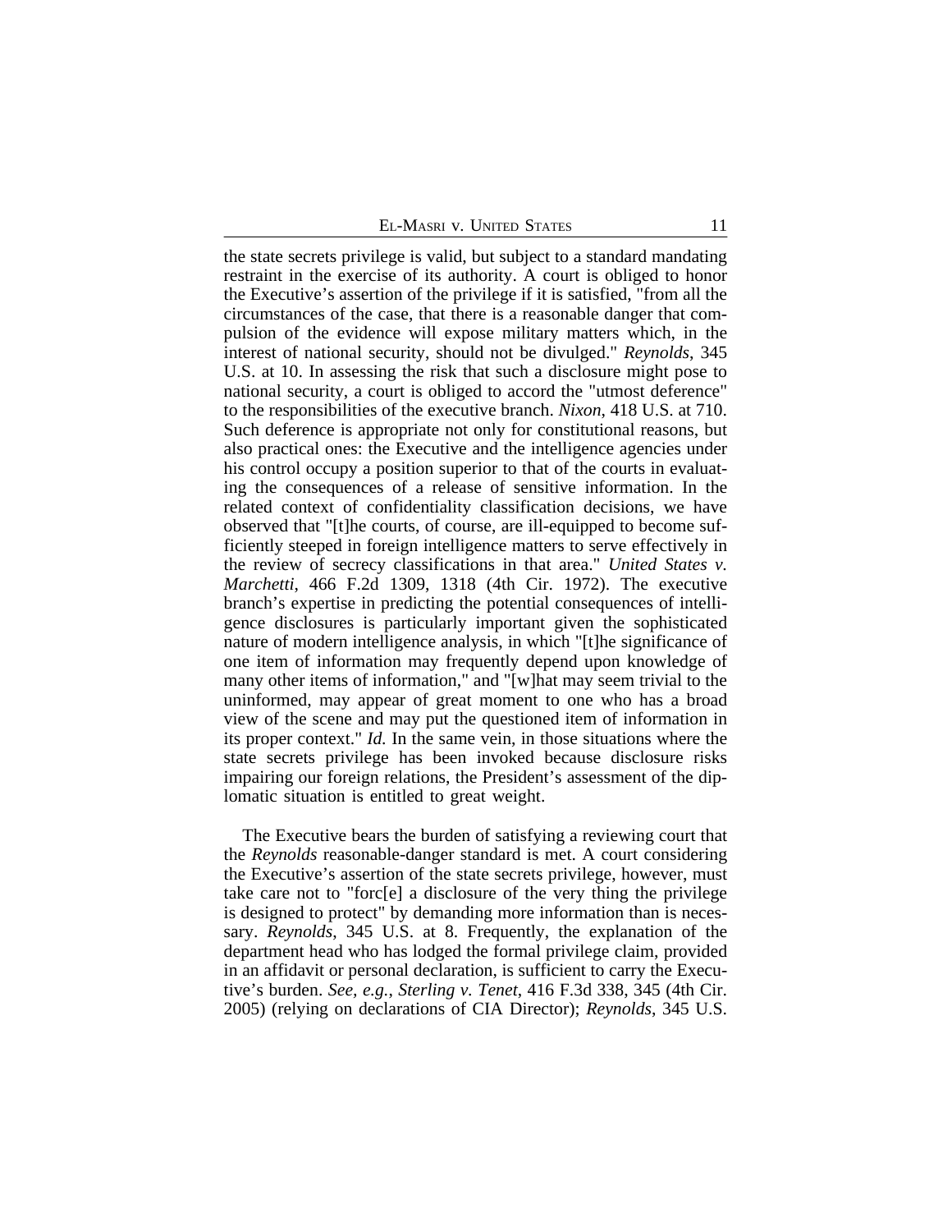the state secrets privilege is valid, but subject to a standard mandating restraint in the exercise of its authority. A court is obliged to honor the Executive's assertion of the privilege if it is satisfied, "from all the circumstances of the case, that there is a reasonable danger that compulsion of the evidence will expose military matters which, in the interest of national security, should not be divulged." *Reynolds*, 345 U.S. at 10. In assessing the risk that such a disclosure might pose to national security, a court is obliged to accord the "utmost deference" to the responsibilities of the executive branch. *Nixon*, 418 U.S. at 710. Such deference is appropriate not only for constitutional reasons, but also practical ones: the Executive and the intelligence agencies under his control occupy a position superior to that of the courts in evaluating the consequences of a release of sensitive information. In the related context of confidentiality classification decisions, we have observed that "[t]he courts, of course, are ill-equipped to become sufficiently steeped in foreign intelligence matters to serve effectively in the review of secrecy classifications in that area." *United States v. Marchetti*, 466 F.2d 1309, 1318 (4th Cir. 1972). The executive branch's expertise in predicting the potential consequences of intelligence disclosures is particularly important given the sophisticated nature of modern intelligence analysis, in which "[t]he significance of one item of information may frequently depend upon knowledge of many other items of information," and "[w]hat may seem trivial to the uninformed, may appear of great moment to one who has a broad view of the scene and may put the questioned item of information in its proper context." *Id.* In the same vein, in those situations where the state secrets privilege has been invoked because disclosure risks impairing our foreign relations, the President's assessment of the diplomatic situation is entitled to great weight.

The Executive bears the burden of satisfying a reviewing court that the *Reynolds* reasonable-danger standard is met. A court considering the Executive's assertion of the state secrets privilege, however, must take care not to "forc[e] a disclosure of the very thing the privilege is designed to protect" by demanding more information than is necessary. *Reynolds*, 345 U.S. at 8. Frequently, the explanation of the department head who has lodged the formal privilege claim, provided in an affidavit or personal declaration, is sufficient to carry the Executive's burden. *See, e.g.*, *Sterling v. Tenet*, 416 F.3d 338, 345 (4th Cir. 2005) (relying on declarations of CIA Director); *Reynolds*, 345 U.S.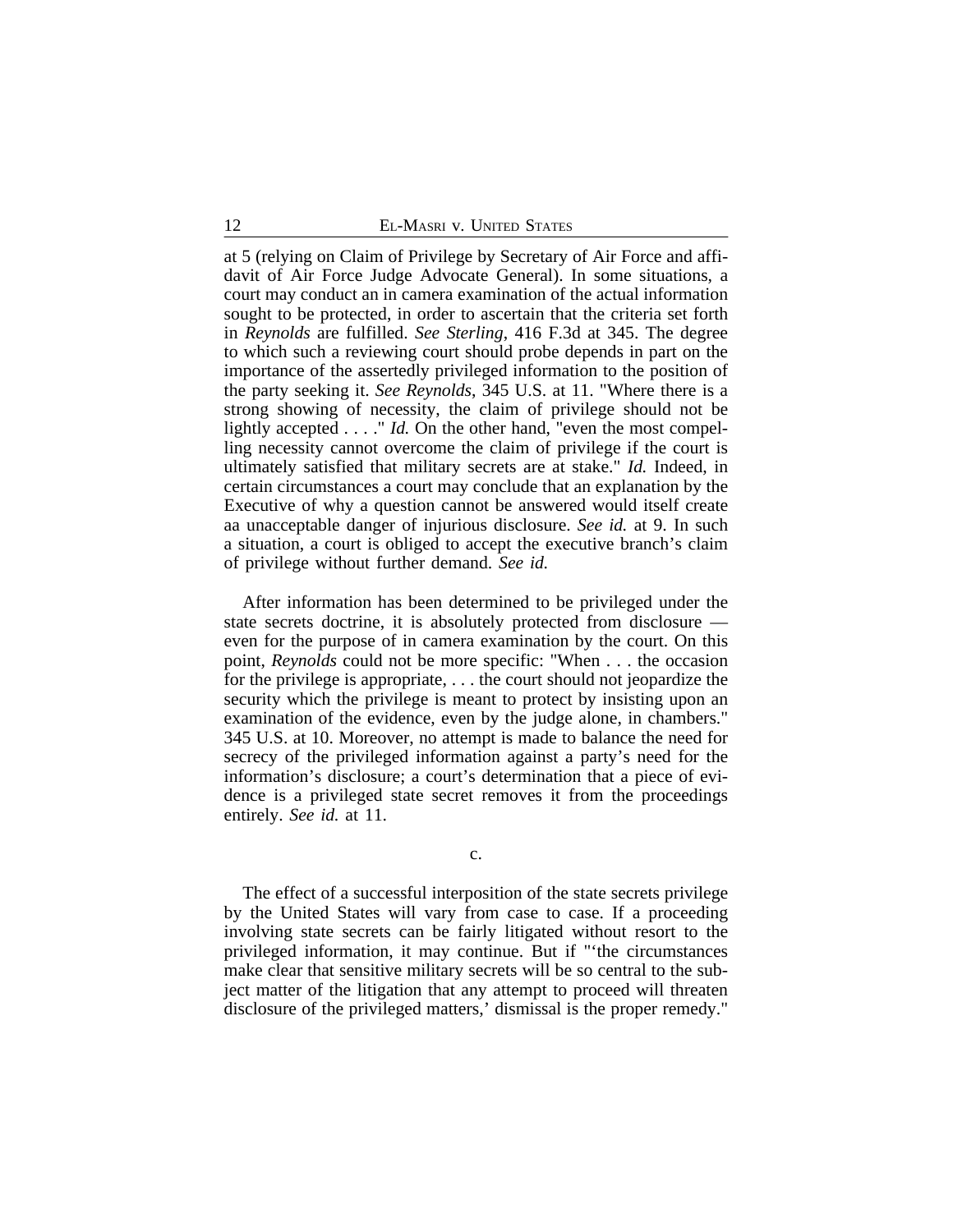at 5 (relying on Claim of Privilege by Secretary of Air Force and affidavit of Air Force Judge Advocate General). In some situations, a court may conduct an in camera examination of the actual information sought to be protected, in order to ascertain that the criteria set forth in *Reynolds* are fulfilled. *See Sterling*, 416 F.3d at 345. The degree to which such a reviewing court should probe depends in part on the importance of the assertedly privileged information to the position of the party seeking it. *See Reynolds*, 345 U.S. at 11. "Where there is a strong showing of necessity, the claim of privilege should not be lightly accepted . . . ." *Id.* On the other hand, "even the most compelling necessity cannot overcome the claim of privilege if the court is ultimately satisfied that military secrets are at stake." *Id.* Indeed, in certain circumstances a court may conclude that an explanation by the Executive of why a question cannot be answered would itself create aa unacceptable danger of injurious disclosure. *See id.* at 9. In such a situation, a court is obliged to accept the executive branch's claim of privilege without further demand. *See id.*

After information has been determined to be privileged under the state secrets doctrine, it is absolutely protected from disclosure — even for the purpose of in camera examination by the court. On this point, *Reynolds* could not be more specific: "When . . . the occasion for the privilege is appropriate, . . . the court should not jeopardize the security which the privilege is meant to protect by insisting upon an examination of the evidence, even by the judge alone, in chambers." 345 U.S. at 10. Moreover, no attempt is made to balance the need for secrecy of the privileged information against a party's need for the information's disclosure; a court's determination that a piece of evidence is a privileged state secret removes it from the proceedings entirely. *See id.* at 11.

c.

The effect of a successful interposition of the state secrets privilege by the United States will vary from case to case. If a proceeding involving state secrets can be fairly litigated without resort to the privileged information, it may continue. But if "'the circumstances make clear that sensitive military secrets will be so central to the subject matter of the litigation that any attempt to proceed will threaten disclosure of the privileged matters,' dismissal is the proper remedy."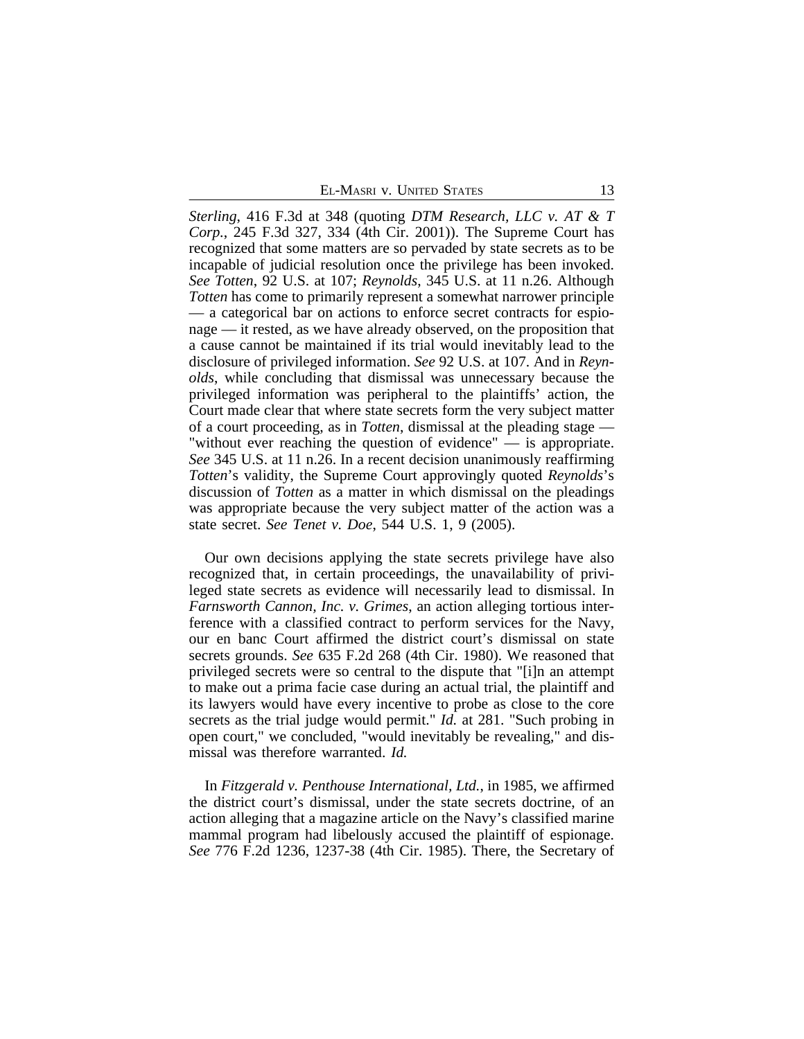*Sterling*, 416 F.3d at 348 (quoting *DTM Research, LLC v. AT & T Corp.*, 245 F.3d 327, 334 (4th Cir. 2001)). The Supreme Court has recognized that some matters are so pervaded by state secrets as to be incapable of judicial resolution once the privilege has been invoked. *See Totten*, 92 U.S. at 107; *Reynolds*, 345 U.S. at 11 n.26. Although *Totten* has come to primarily represent a somewhat narrower principle — a categorical bar on actions to enforce secret contracts for espionage — it rested, as we have already observed, on the proposition that a cause cannot be maintained if its trial would inevitably lead to the disclosure of privileged information. *See* 92 U.S. at 107. And in *Reynolds*, while concluding that dismissal was unnecessary because the privileged information was peripheral to the plaintiffs' action, the Court made clear that where state secrets form the very subject matter of a court proceeding, as in *Totten*, dismissal at the pleading stage — "without ever reaching the question of evidence" — is appropriate. *See* 345 U.S. at 11 n.26. In a recent decision unanimously reaffirming *Totten*'s validity, the Supreme Court approvingly quoted *Reynolds*'s discussion of *Totten* as a matter in which dismissal on the pleadings was appropriate because the very subject matter of the action was a state secret. *See Tenet v. Doe*, 544 U.S. 1, 9 (2005).

Our own decisions applying the state secrets privilege have also recognized that, in certain proceedings, the unavailability of privileged state secrets as evidence will necessarily lead to dismissal. In *Farnsworth Cannon, Inc. v. Grimes*, an action alleging tortious interference with a classified contract to perform services for the Navy, our en banc Court affirmed the district court's dismissal on state secrets grounds. *See* 635 F.2d 268 (4th Cir. 1980). We reasoned that privileged secrets were so central to the dispute that "[i]n an attempt to make out a prima facie case during an actual trial, the plaintiff and its lawyers would have every incentive to probe as close to the core secrets as the trial judge would permit." *Id.* at 281. "Such probing in open court," we concluded, "would inevitably be revealing," and dismissal was therefore warranted. *Id.*

In *Fitzgerald v. Penthouse International, Ltd.*, in 1985, we affirmed the district court's dismissal, under the state secrets doctrine, of an action alleging that a magazine article on the Navy's classified marine mammal program had libelously accused the plaintiff of espionage. *See* 776 F.2d 1236, 1237-38 (4th Cir. 1985). There, the Secretary of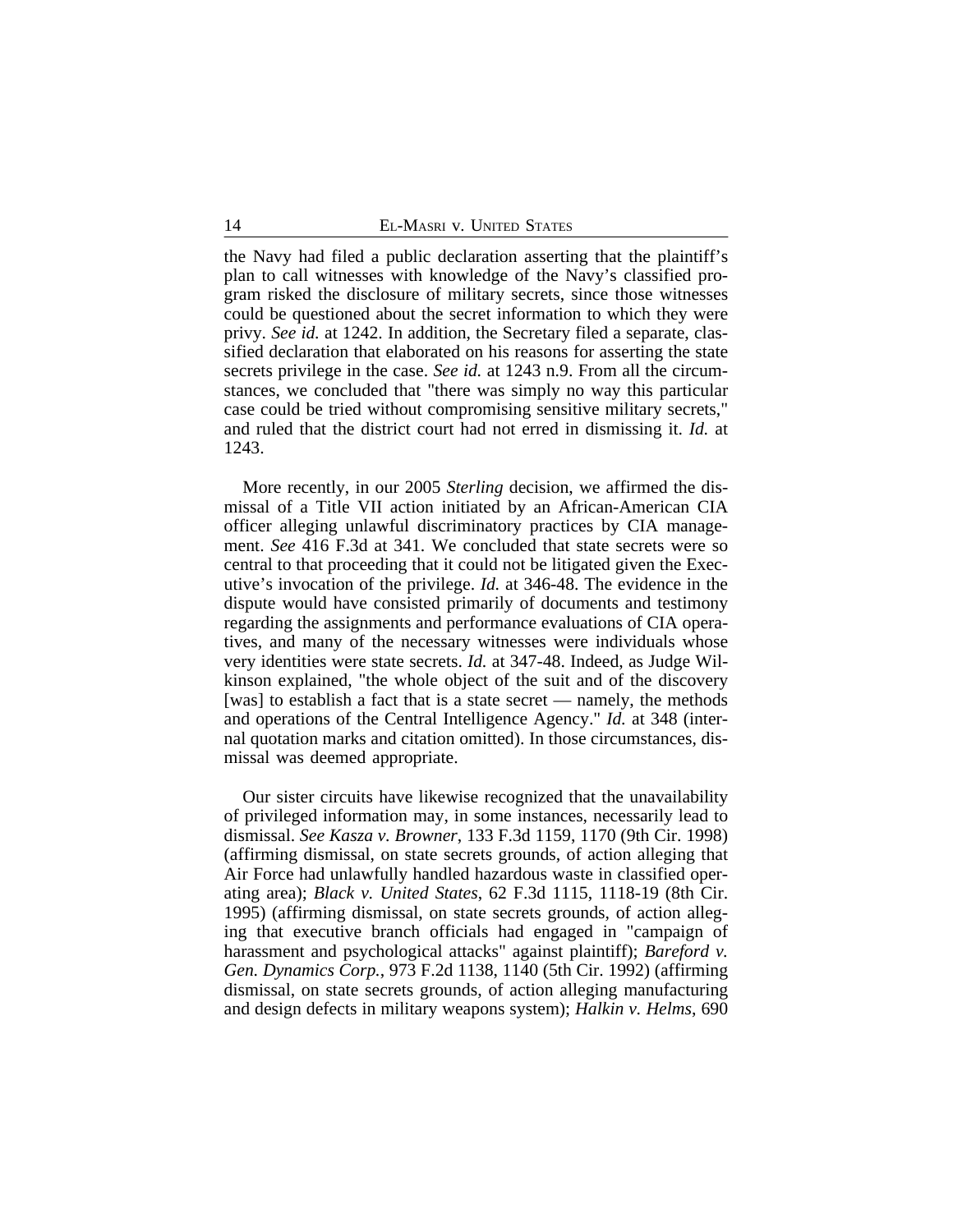the Navy had filed a public declaration asserting that the plaintiff's plan to call witnesses with knowledge of the Navy's classified program risked the disclosure of military secrets, since those witnesses could be questioned about the secret information to which they were privy. *See id.* at 1242. In addition, the Secretary filed a separate, classified declaration that elaborated on his reasons for asserting the state secrets privilege in the case. *See id.* at 1243 n.9. From all the circumstances, we concluded that "there was simply no way this particular case could be tried without compromising sensitive military secrets," and ruled that the district court had not erred in dismissing it. *Id.* at 1243.

More recently, in our 2005 *Sterling* decision, we affirmed the dismissal of a Title VII action initiated by an African-American CIA officer alleging unlawful discriminatory practices by CIA management. *See* 416 F.3d at 341. We concluded that state secrets were so central to that proceeding that it could not be litigated given the Executive's invocation of the privilege. *Id.* at 346-48. The evidence in the dispute would have consisted primarily of documents and testimony regarding the assignments and performance evaluations of CIA operatives, and many of the necessary witnesses were individuals whose very identities were state secrets. *Id.* at 347-48. Indeed, as Judge Wilkinson explained, "the whole object of the suit and of the discovery [was] to establish a fact that is a state secret — namely, the methods and operations of the Central Intelligence Agency." *Id.* at 348 (internal quotation marks and citation omitted). In those circumstances, dismissal was deemed appropriate.

Our sister circuits have likewise recognized that the unavailability of privileged information may, in some instances, necessarily lead to dismissal. *See Kasza v. Browner*, 133 F.3d 1159, 1170 (9th Cir. 1998) (affirming dismissal, on state secrets grounds, of action alleging that Air Force had unlawfully handled hazardous waste in classified operating area); *Black v. United States*, 62 F.3d 1115, 1118-19 (8th Cir. 1995) (affirming dismissal, on state secrets grounds, of action alleging that executive branch officials had engaged in "campaign of harassment and psychological attacks" against plaintiff); *Bareford v. Gen. Dynamics Corp.*, 973 F.2d 1138, 1140 (5th Cir. 1992) (affirming dismissal, on state secrets grounds, of action alleging manufacturing and design defects in military weapons system); *Halkin v. Helms*, 690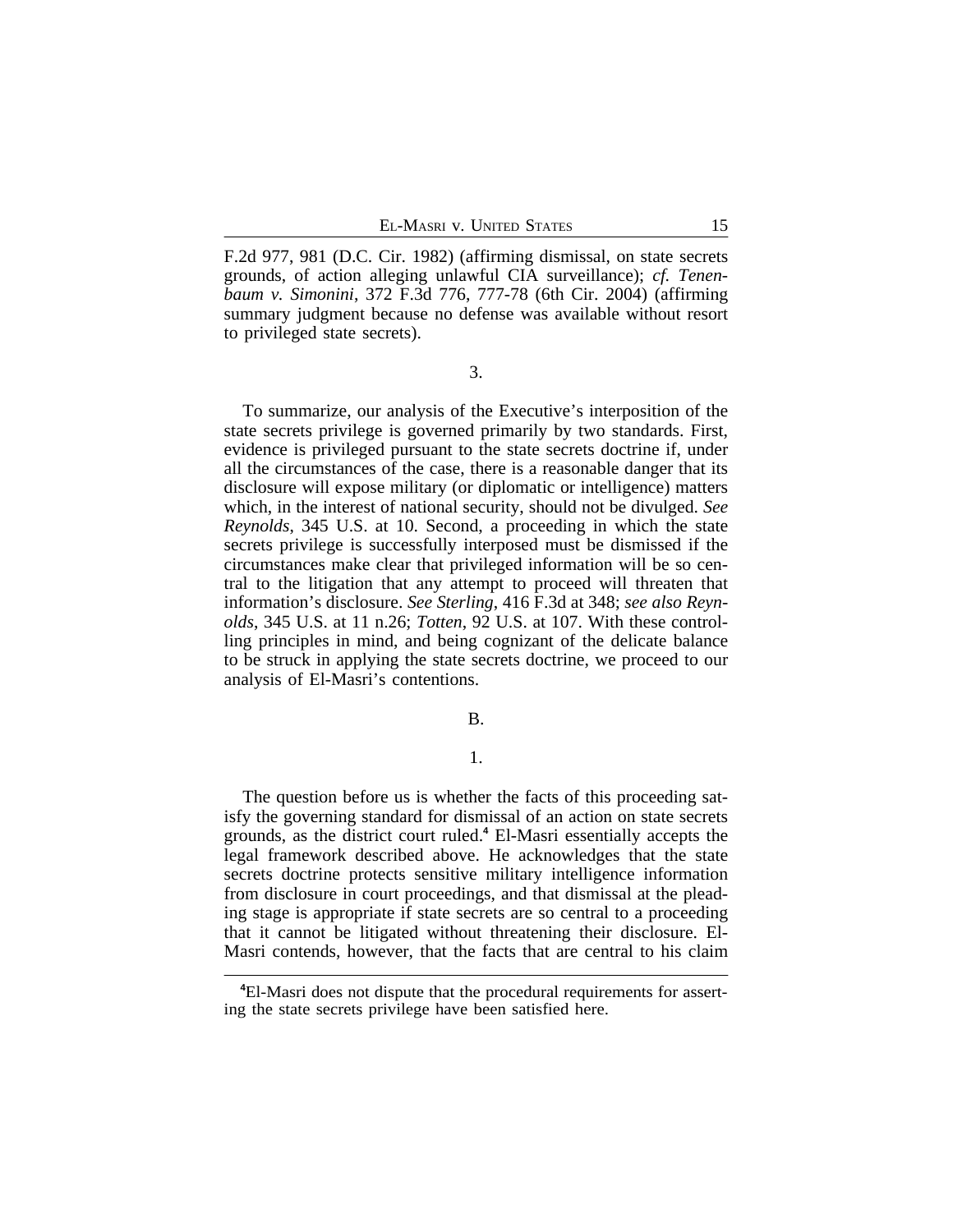F.2d 977, 981 (D.C. Cir. 1982) (affirming dismissal, on state secrets grounds, of action alleging unlawful CIA surveillance); *cf. Tenenbaum v. Simonini*, 372 F.3d 776, 777-78 (6th Cir. 2004) (affirming summary judgment because no defense was available without resort to privileged state secrets).

3.

To summarize, our analysis of the Executive's interposition of the state secrets privilege is governed primarily by two standards. First, evidence is privileged pursuant to the state secrets doctrine if, under all the circumstances of the case, there is a reasonable danger that its disclosure will expose military (or diplomatic or intelligence) matters which, in the interest of national security, should not be divulged. *See Reynolds*, 345 U.S. at 10. Second, a proceeding in which the state secrets privilege is successfully interposed must be dismissed if the circumstances make clear that privileged information will be so central to the litigation that any attempt to proceed will threaten that information's disclosure. *See Sterling*, 416 F.3d at 348; *see also Reynolds*, 345 U.S. at 11 n.26; *Totten*, 92 U.S. at 107. With these controlling principles in mind, and being cognizant of the delicate balance to be struck in applying the state secrets doctrine, we proceed to our analysis of El-Masri's contentions.

B.

1.

The question before us is whether the facts of this proceeding satisfy the governing standard for dismissal of an action on state secrets grounds, as the district court ruled.[4] El-Masri essentially accepts the legal framework described above. He acknowledges that the state secrets doctrine protects sensitive military intelligence information from disclosure in court proceedings, and that dismissal at the pleading stage is appropriate if state secrets are so central to a proceeding that it cannot be litigated without threatening their disclosure. El-Masri contends, however, that the facts that are central to his claim

[4] El-Masri does not dispute that the procedural requirements for asserting the state secrets privilege have been satisfied here.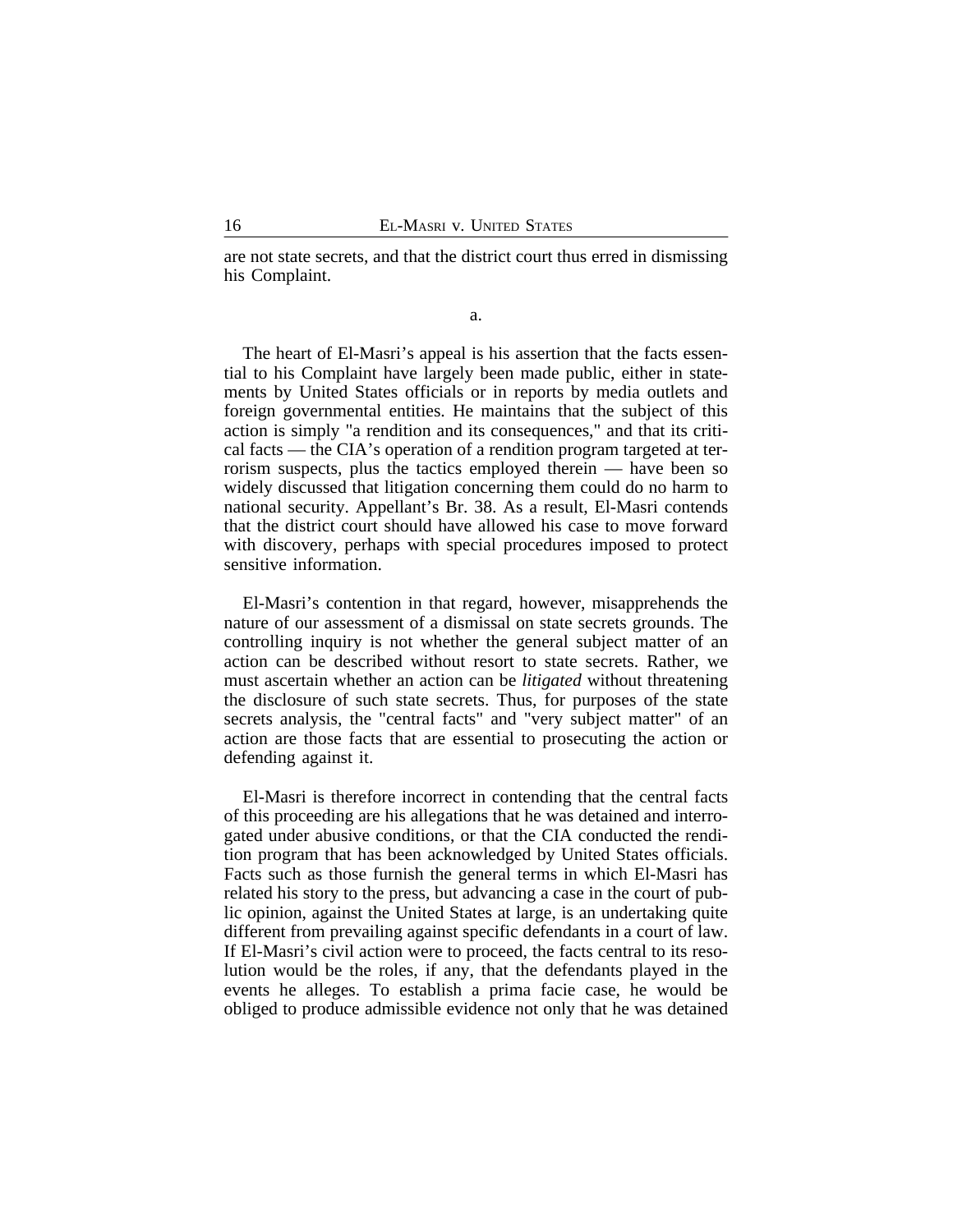are not state secrets, and that the district court thus erred in dismissing his Complaint.

a.

The heart of El-Masri's appeal is his assertion that the facts essential to his Complaint have largely been made public, either in statements by United States officials or in reports by media outlets and foreign governmental entities. He maintains that the subject of this action is simply "a rendition and its consequences," and that its critical facts — the CIA's operation of a rendition program targeted at terrorism suspects, plus the tactics employed therein — have been so widely discussed that litigation concerning them could do no harm to national security. Appellant's Br. 38. As a result, El-Masri contends that the district court should have allowed his case to move forward with discovery, perhaps with special procedures imposed to protect sensitive information.

El-Masri's contention in that regard, however, misapprehends the nature of our assessment of a dismissal on state secrets grounds. The controlling inquiry is not whether the general subject matter of an action can be described without resort to state secrets. Rather, we must ascertain whether an action can be *litigated* without threatening the disclosure of such state secrets. Thus, for purposes of the state secrets analysis, the "central facts" and "very subject matter" of an action are those facts that are essential to prosecuting the action or defending against it.

El-Masri is therefore incorrect in contending that the central facts of this proceeding are his allegations that he was detained and interrogated under abusive conditions, or that the CIA conducted the rendition program that has been acknowledged by United States officials. Facts such as those furnish the general terms in which El-Masri has related his story to the press, but advancing a case in the court of public opinion, against the United States at large, is an undertaking quite different from prevailing against specific defendants in a court of law. If El-Masri's civil action were to proceed, the facts central to its resolution would be the roles, if any, that the defendants played in the events he alleges. To establish a prima facie case, he would be obliged to produce admissible evidence not only that he was detained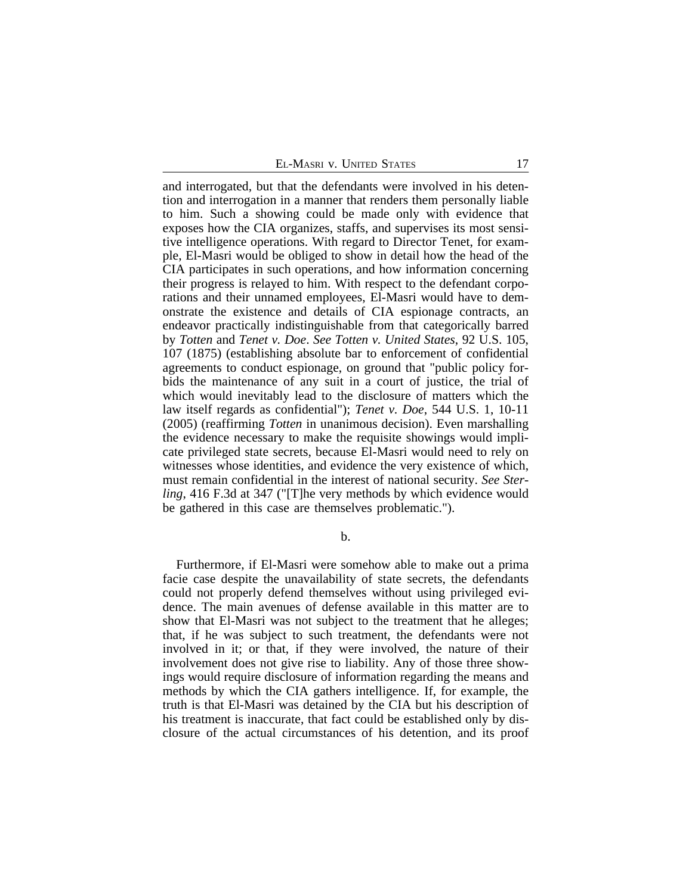and interrogated, but that the defendants were involved in his detention and interrogation in a manner that renders them personally liable to him. Such a showing could be made only with evidence that exposes how the CIA organizes, staffs, and supervises its most sensitive intelligence operations. With regard to Director Tenet, for example, El-Masri would be obliged to show in detail how the head of the CIA participates in such operations, and how information concerning their progress is relayed to him. With respect to the defendant corporations and their unnamed employees, El-Masri would have to demonstrate the existence and details of CIA espionage contracts, an endeavor practically indistinguishable from that categorically barred by *Totten* and *Tenet v. Doe*. *See Totten v. United States*, 92 U.S. 105, 107 (1875) (establishing absolute bar to enforcement of confidential agreements to conduct espionage, on ground that "public policy forbids the maintenance of any suit in a court of justice, the trial of which would inevitably lead to the disclosure of matters which the law itself regards as confidential"); *Tenet v. Doe*, 544 U.S. 1, 10-11 (2005) (reaffirming *Totten* in unanimous decision). Even marshalling the evidence necessary to make the requisite showings would implicate privileged state secrets, because El-Masri would need to rely on witnesses whose identities, and evidence the very existence of which, must remain confidential in the interest of national security. *See Sterling*, 416 F.3d at 347 ("[T]he very methods by which evidence would be gathered in this case are themselves problematic.").

b.

Furthermore, if El-Masri were somehow able to make out a prima facie case despite the unavailability of state secrets, the defendants could not properly defend themselves without using privileged evidence. The main avenues of defense available in this matter are to show that El-Masri was not subject to the treatment that he alleges; that, if he was subject to such treatment, the defendants were not involved in it; or that, if they were involved, the nature of their involvement does not give rise to liability. Any of those three showings would require disclosure of information regarding the means and methods by which the CIA gathers intelligence. If, for example, the truth is that El-Masri was detained by the CIA but his description of his treatment is inaccurate, that fact could be established only by disclosure of the actual circumstances of his detention, and its proof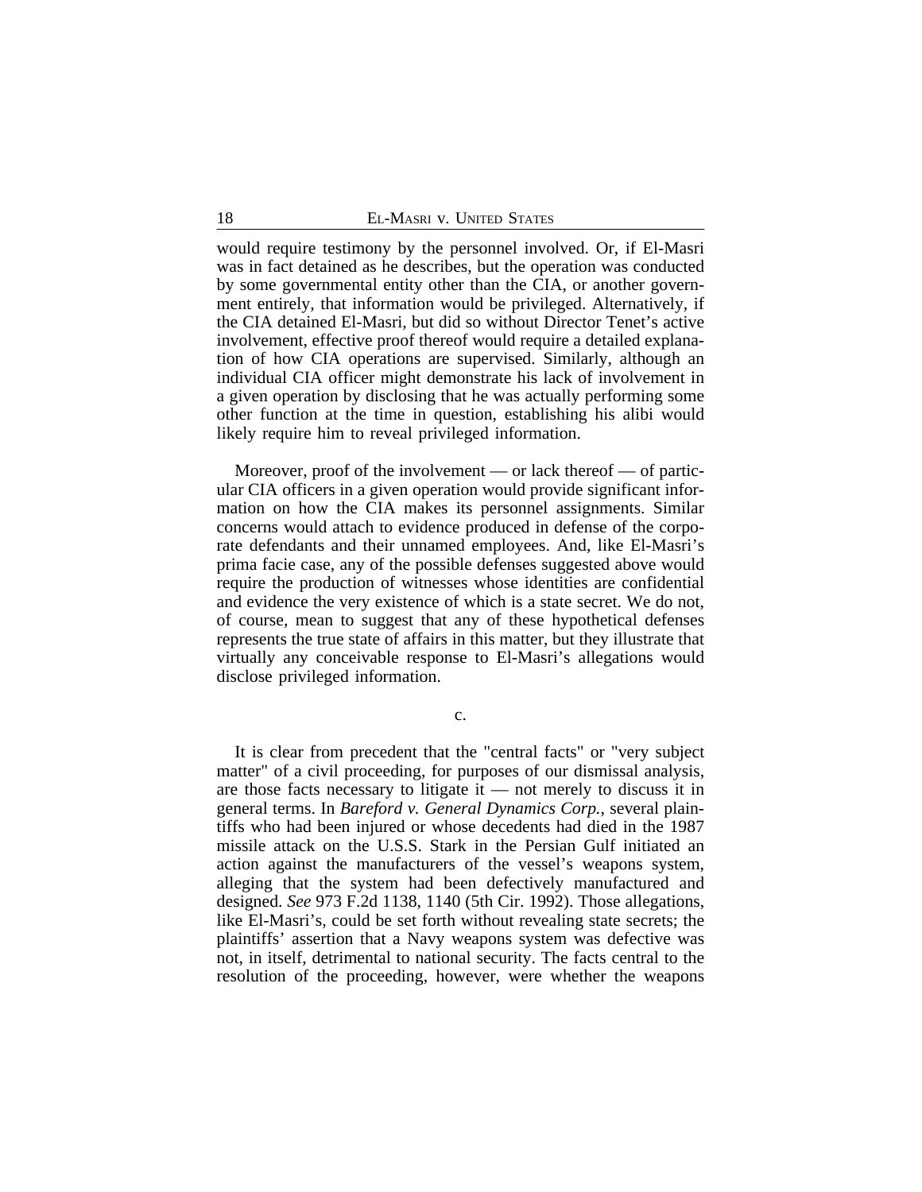would require testimony by the personnel involved. Or, if El-Masri was in fact detained as he describes, but the operation was conducted by some governmental entity other than the CIA, or another government entirely, that information would be privileged. Alternatively, if the CIA detained El-Masri, but did so without Director Tenet's active involvement, effective proof thereof would require a detailed explanation of how CIA operations are supervised. Similarly, although an individual CIA officer might demonstrate his lack of involvement in a given operation by disclosing that he was actually performing some other function at the time in question, establishing his alibi would likely require him to reveal privileged information.

Moreover, proof of the involvement — or lack thereof — of particular CIA officers in a given operation would provide significant information on how the CIA makes its personnel assignments. Similar concerns would attach to evidence produced in defense of the corporate defendants and their unnamed employees. And, like El-Masri's prima facie case, any of the possible defenses suggested above would require the production of witnesses whose identities are confidential and evidence the very existence of which is a state secret. We do not, of course, mean to suggest that any of these hypothetical defenses represents the true state of affairs in this matter, but they illustrate that virtually any conceivable response to El-Masri's allegations would disclose privileged information.

c.

It is clear from precedent that the "central facts" or "very subject matter" of a civil proceeding, for purposes of our dismissal analysis, are those facts necessary to litigate it — not merely to discuss it in general terms. In *Bareford v. General Dynamics Corp.*, several plaintiffs who had been injured or whose decedents had died in the 1987 missile attack on the U.S.S. Stark in the Persian Gulf initiated an action against the manufacturers of the vessel's weapons system, alleging that the system had been defectively manufactured and designed. *See* 973 F.2d 1138, 1140 (5th Cir. 1992). Those allegations, like El-Masri's, could be set forth without revealing state secrets; the plaintiffs' assertion that a Navy weapons system was defective was not, in itself, detrimental to national security. The facts central to the resolution of the proceeding, however, were whether the weapons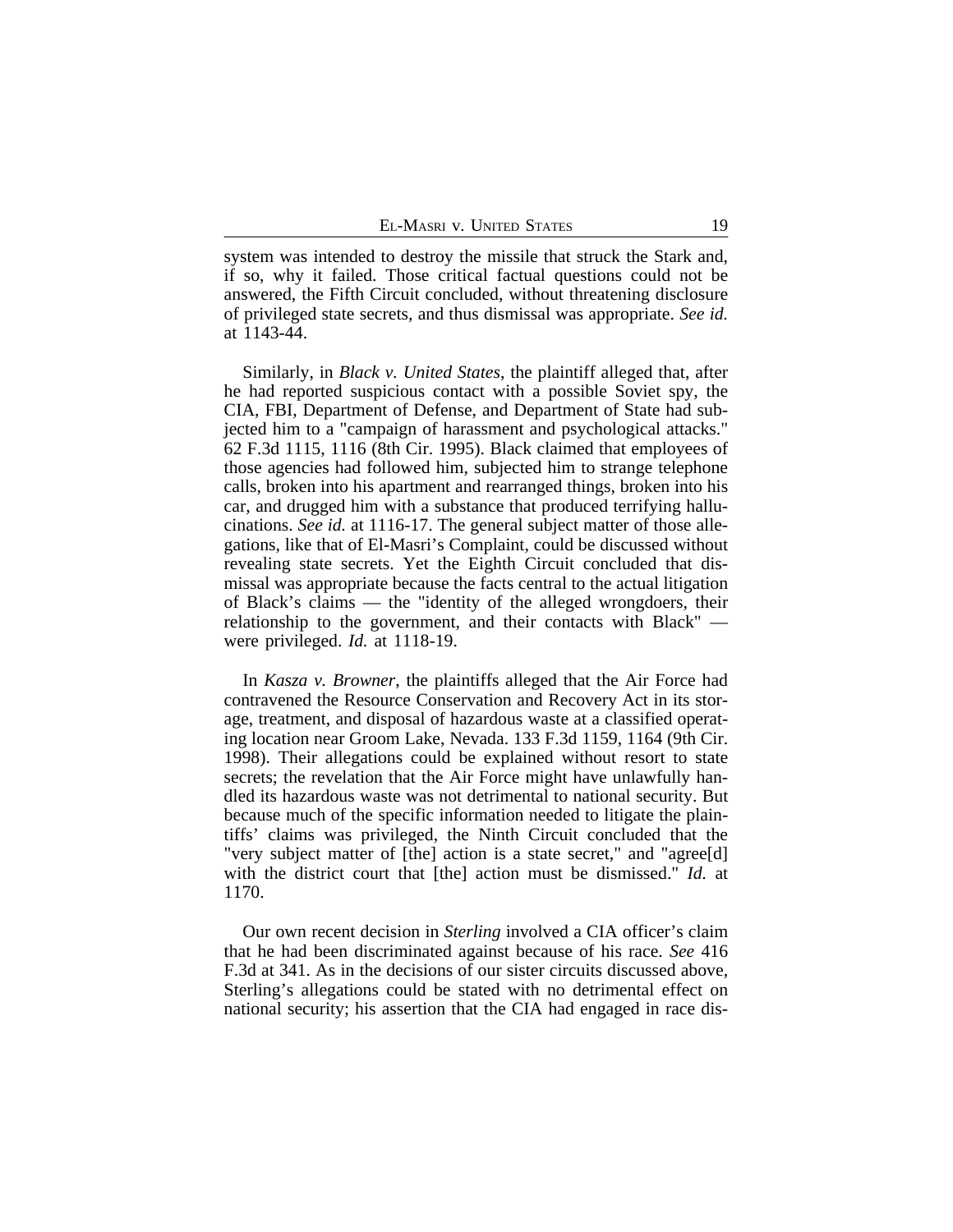system was intended to destroy the missile that struck the Stark and, if so, why it failed. Those critical factual questions could not be answered, the Fifth Circuit concluded, without threatening disclosure of privileged state secrets, and thus dismissal was appropriate. *See id.* at 1143-44.

Similarly, in *Black v. United States*, the plaintiff alleged that, after he had reported suspicious contact with a possible Soviet spy, the CIA, FBI, Department of Defense, and Department of State had subjected him to a "campaign of harassment and psychological attacks." 62 F.3d 1115, 1116 (8th Cir. 1995). Black claimed that employees of those agencies had followed him, subjected him to strange telephone calls, broken into his apartment and rearranged things, broken into his car, and drugged him with a substance that produced terrifying hallucinations. *See id.* at 1116-17. The general subject matter of those allegations, like that of El-Masri's Complaint, could be discussed without revealing state secrets. Yet the Eighth Circuit concluded that dismissal was appropriate because the facts central to the actual litigation of Black's claims — the "identity of the alleged wrongdoers, their relationship to the government, and their contacts with Black" — were privileged. *Id.* at 1118-19.

In *Kasza v. Browner*, the plaintiffs alleged that the Air Force had contravened the Resource Conservation and Recovery Act in its storage, treatment, and disposal of hazardous waste at a classified operating location near Groom Lake, Nevada. 133 F.3d 1159, 1164 (9th Cir. 1998). Their allegations could be explained without resort to state secrets; the revelation that the Air Force might have unlawfully handled its hazardous waste was not detrimental to national security. But because much of the specific information needed to litigate the plaintiffs' claims was privileged, the Ninth Circuit concluded that the "very subject matter of [the] action is a state secret," and "agree[d] with the district court that [the] action must be dismissed." *Id.* at 1170.

Our own recent decision in *Sterling* involved a CIA officer's claim that he had been discriminated against because of his race. *See* 416 F.3d at 341. As in the decisions of our sister circuits discussed above, Sterling's allegations could be stated with no detrimental effect on national security; his assertion that the CIA had engaged in race dis-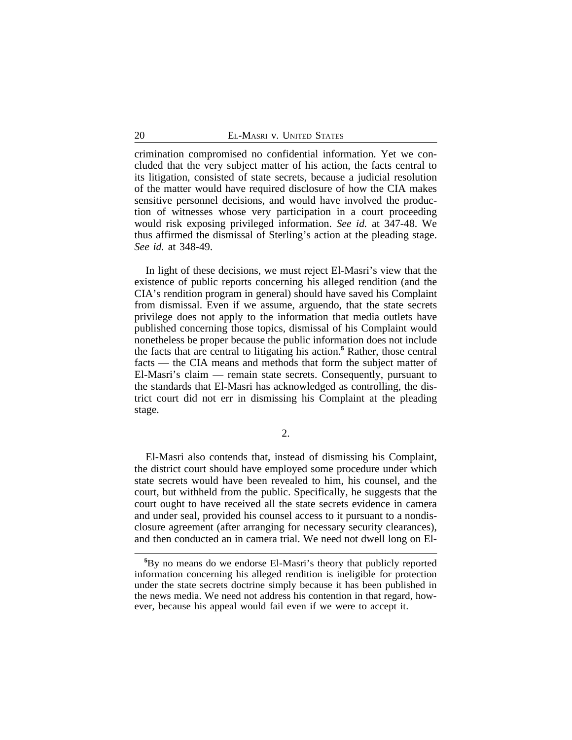crimination compromised no confidential information. Yet we concluded that the very subject matter of his action, the facts central to its litigation, consisted of state secrets, because a judicial resolution of the matter would have required disclosure of how the CIA makes sensitive personnel decisions, and would have involved the production of witnesses whose very participation in a court proceeding would risk exposing privileged information. *See id.* at 347-48. We thus affirmed the dismissal of Sterling's action at the pleading stage. *See id.* at 348-49.

In light of these decisions, we must reject El-Masri's view that the existence of public reports concerning his alleged rendition (and the CIA's rendition program in general) should have saved his Complaint from dismissal. Even if we assume, arguendo, that the state secrets privilege does not apply to the information that media outlets have published concerning those topics, dismissal of his Complaint would nonetheless be proper because the public information does not include the facts that are central to litigating his action.[5] Rather, those central facts — the CIA means and methods that form the subject matter of El-Masri's claim — remain state secrets. Consequently, pursuant to the standards that El-Masri has acknowledged as controlling, the district court did not err in dismissing his Complaint at the pleading stage.

2.

El-Masri also contends that, instead of dismissing his Complaint, the district court should have employed some procedure under which state secrets would have been revealed to him, his counsel, and the court, but withheld from the public. Specifically, he suggests that the court ought to have received all the state secrets evidence in camera and under seal, provided his counsel access to it pursuant to a nondisclosure agreement (after arranging for necessary security clearances), and then conducted an in camera trial. We need not dwell long on El-

[5] By no means do we endorse El-Masri's theory that publicly reported information concerning his alleged rendition is ineligible for protection under the state secrets doctrine simply because it has been published in the news media. We need not address his contention in that regard, however, because his appeal would fail even if we were to accept it.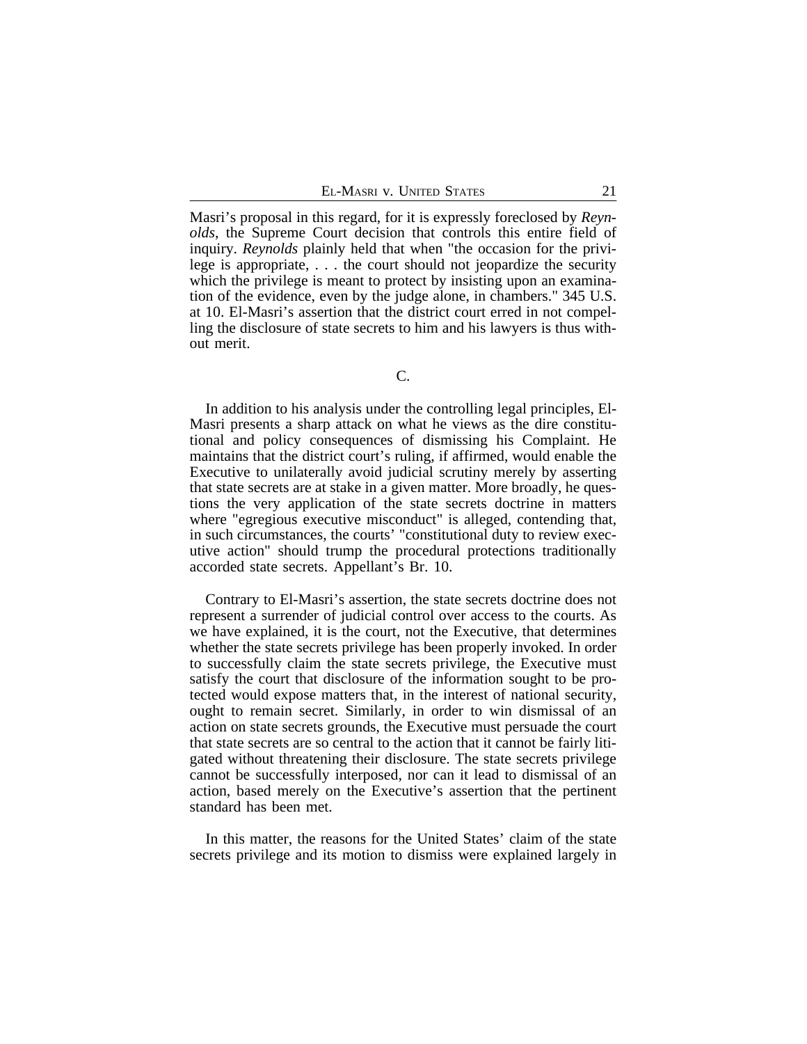Masri's proposal in this regard, for it is expressly foreclosed by *Reynolds*, the Supreme Court decision that controls this entire field of inquiry. *Reynolds* plainly held that when "the occasion for the privilege is appropriate, . . . the court should not jeopardize the security which the privilege is meant to protect by insisting upon an examination of the evidence, even by the judge alone, in chambers." 345 U.S. at 10. El-Masri's assertion that the district court erred in not compelling the disclosure of state secrets to him and his lawyers is thus without merit.

### C.

In addition to his analysis under the controlling legal principles, El-Masri presents a sharp attack on what he views as the dire constitutional and policy consequences of dismissing his Complaint. He maintains that the district court's ruling, if affirmed, would enable the Executive to unilaterally avoid judicial scrutiny merely by asserting that state secrets are at stake in a given matter. More broadly, he questions the very application of the state secrets doctrine in matters where "egregious executive misconduct" is alleged, contending that, in such circumstances, the courts' "constitutional duty to review executive action" should trump the procedural protections traditionally accorded state secrets. Appellant's Br. 10.

Contrary to El-Masri's assertion, the state secrets doctrine does not represent a surrender of judicial control over access to the courts. As we have explained, it is the court, not the Executive, that determines whether the state secrets privilege has been properly invoked. In order to successfully claim the state secrets privilege, the Executive must satisfy the court that disclosure of the information sought to be protected would expose matters that, in the interest of national security, ought to remain secret. Similarly, in order to win dismissal of an action on state secrets grounds, the Executive must persuade the court that state secrets are so central to the action that it cannot be fairly litigated without threatening their disclosure. The state secrets privilege cannot be successfully interposed, nor can it lead to dismissal of an action, based merely on the Executive's assertion that the pertinent standard has been met.

In this matter, the reasons for the United States' claim of the state secrets privilege and its motion to dismiss were explained largely in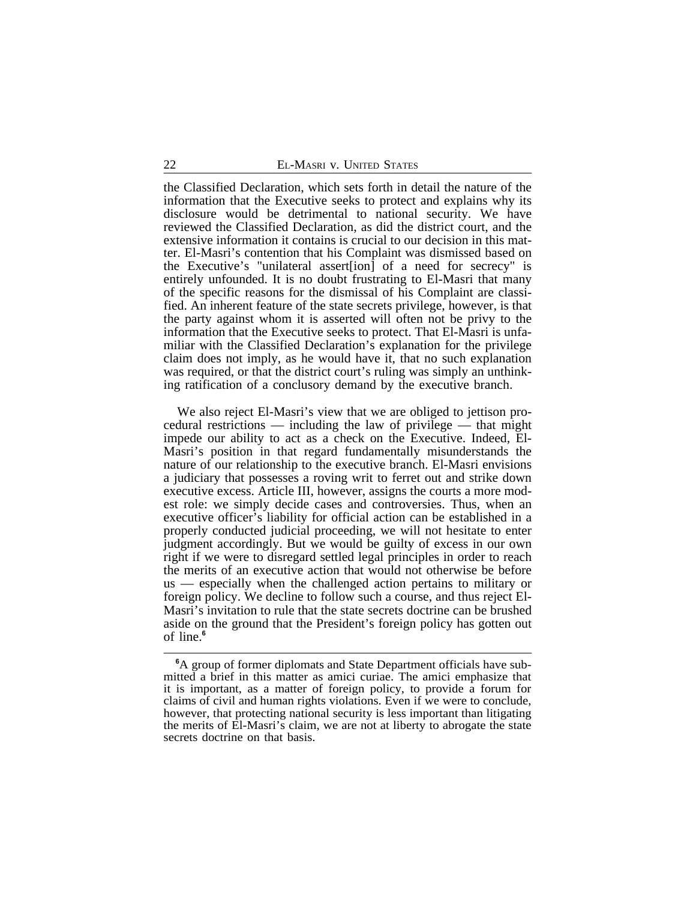the Classified Declaration, which sets forth in detail the nature of the information that the Executive seeks to protect and explains why its disclosure would be detrimental to national security. We have reviewed the Classified Declaration, as did the district court, and the extensive information it contains is crucial to our decision in this matter. El-Masri's contention that his Complaint was dismissed based on the Executive's "unilateral assert[ion] of a need for secrecy" is entirely unfounded. It is no doubt frustrating to El-Masri that many of the specific reasons for the dismissal of his Complaint are classified. An inherent feature of the state secrets privilege, however, is that the party against whom it is asserted will often not be privy to the information that the Executive seeks to protect. That El-Masri is unfamiliar with the Classified Declaration's explanation for the privilege claim does not imply, as he would have it, that no such explanation was required, or that the district court's ruling was simply an unthinking ratification of a conclusory demand by the executive branch.

We also reject El-Masri's view that we are obliged to jettison procedural restrictions — including the law of privilege — that might impede our ability to act as a check on the Executive. Indeed, El-Masri's position in that regard fundamentally misunderstands the nature of our relationship to the executive branch. El-Masri envisions a judiciary that possesses a roving writ to ferret out and strike down executive excess. Article III, however, assigns the courts a more modest role: we simply decide cases and controversies. Thus, when an executive officer's liability for official action can be established in a properly conducted judicial proceeding, we will not hesitate to enter judgment accordingly. But we would be guilty of excess in our own right if we were to disregard settled legal principles in order to reach the merits of an executive action that would not otherwise be before us — especially when the challenged action pertains to military or foreign policy. We decline to follow such a course, and thus reject El-Masri's invitation to rule that the state secrets doctrine can be brushed aside on the ground that the President's foreign policy has gotten out of line.[6]

[6] A group of former diplomats and State Department officials have submitted a brief in this matter as amici curiae. The amici emphasize that it is important, as a matter of foreign policy, to provide a forum for claims of civil and human rights violations. Even if we were to conclude, however, that protecting national security is less important than litigating the merits of El-Masri's claim, we are not at liberty to abrogate the state secrets doctrine on that basis.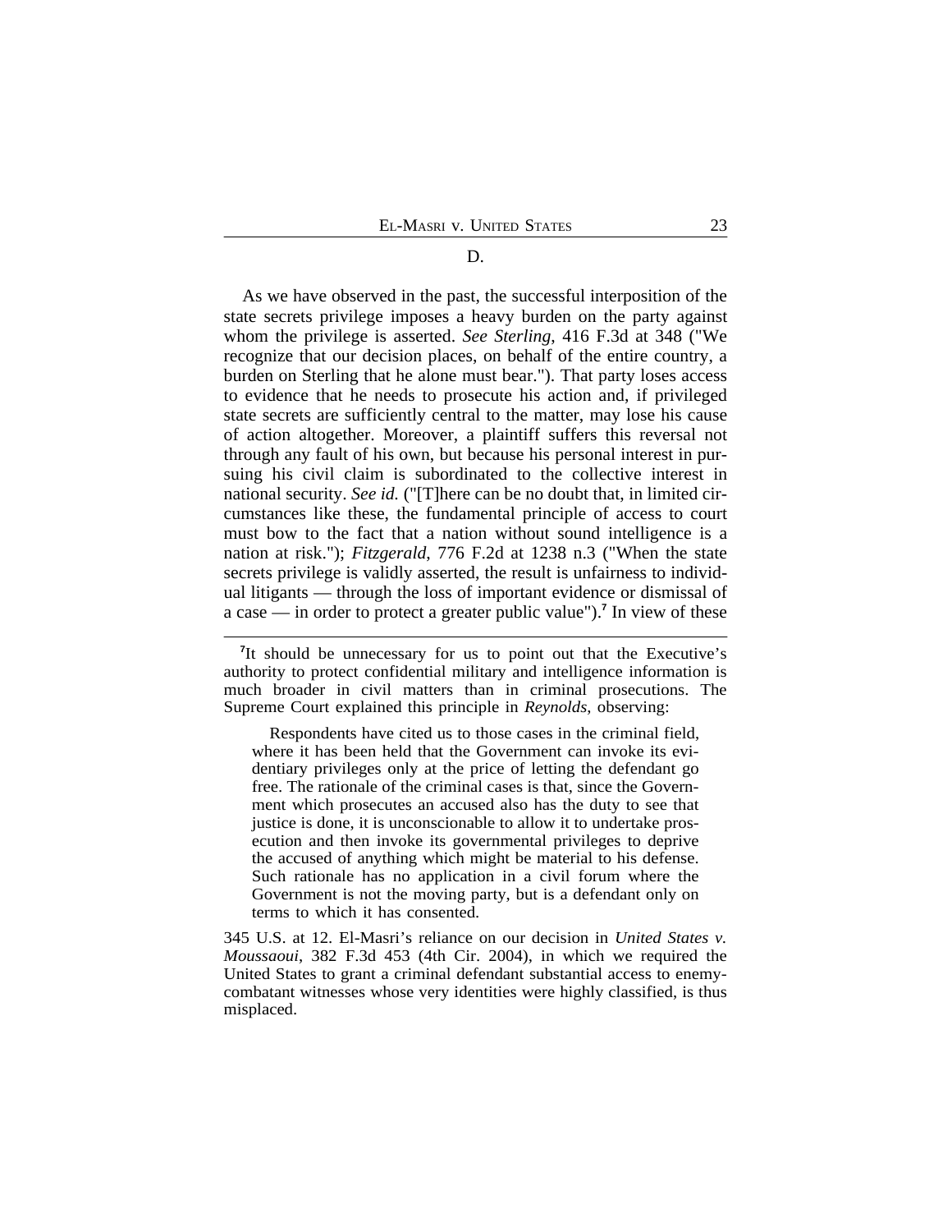D.

As we have observed in the past, the successful interposition of the state secrets privilege imposes a heavy burden on the party against whom the privilege is asserted. *See Sterling*, 416 F.3d at 348 ("We recognize that our decision places, on behalf of the entire country, a burden on Sterling that he alone must bear."). That party loses access to evidence that he needs to prosecute his action and, if privileged state secrets are sufficiently central to the matter, may lose his cause of action altogether. Moreover, a plaintiff suffers this reversal not through any fault of his own, but because his personal interest in pursuing his civil claim is subordinated to the collective interest in national security. *See id.* ("[T]here can be no doubt that, in limited circumstances like these, the fundamental principle of access to court must bow to the fact that a nation without sound intelligence is a nation at risk."); *Fitzgerald*, 776 F.2d at 1238 n.3 ("When the state secrets privilege is validly asserted, the result is unfairness to individual litigants — through the loss of important evidence or dismissal of a case — in order to protect a greater public value").[7] In view of these

---

[7]It should be unnecessary for us to point out that the Executive's authority to protect confidential military and intelligence information is much broader in civil matters than in criminal prosecutions. The Supreme Court explained this principle in *Reynolds*, observing:

> Respondents have cited us to those cases in the criminal field, where it has been held that the Government can invoke its evidentiary privileges only at the price of letting the defendant go free. The rationale of the criminal cases is that, since the Government which prosecutes an accused also has the duty to see that justice is done, it is unconscionable to allow it to undertake prosecution and then invoke its governmental privileges to deprive the accused of anything which might be material to his defense. Such rationale has no application in a civil forum where the Government is not the moving party, but is a defendant only on terms to which it has consented.

345 U.S. at 12. El-Masri's reliance on our decision in *United States v. Moussaoui*, 382 F.3d 453 (4th Cir. 2004), in which we required the United States to grant a criminal defendant substantial access to enemy-combatant witnesses whose very identities were highly classified, is thus misplaced.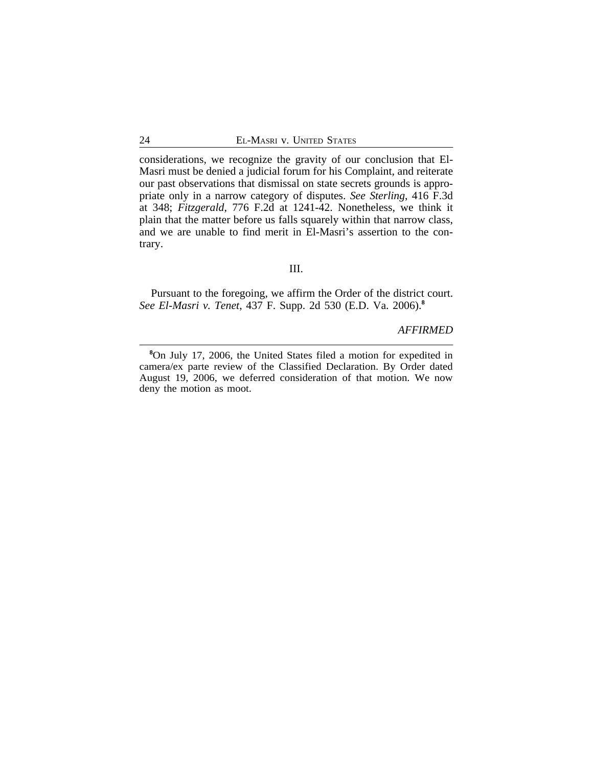considerations, we recognize the gravity of our conclusion that El-Masri must be denied a judicial forum for his Complaint, and reiterate our past observations that dismissal on state secrets grounds is appropriate only in a narrow category of disputes. *See Sterling*, 416 F.3d at 348; *Fitzgerald*, 776 F.2d at 1241-42. Nonetheless, we think it plain that the matter before us falls squarely within that narrow class, and we are unable to find merit in El-Masri's assertion to the contrary.

III.

Pursuant to the foregoing, we affirm the Order of the district court. *See El-Masri v. Tenet*, 437 F. Supp. 2d 530 (E.D. Va. 2006).[8]

*AFFIRMED*

---

[8]On July 17, 2006, the United States filed a motion for expedited in camera/ex parte review of the Classified Declaration. By Order dated August 19, 2006, we deferred consideration of that motion. We now deny the motion as moot.